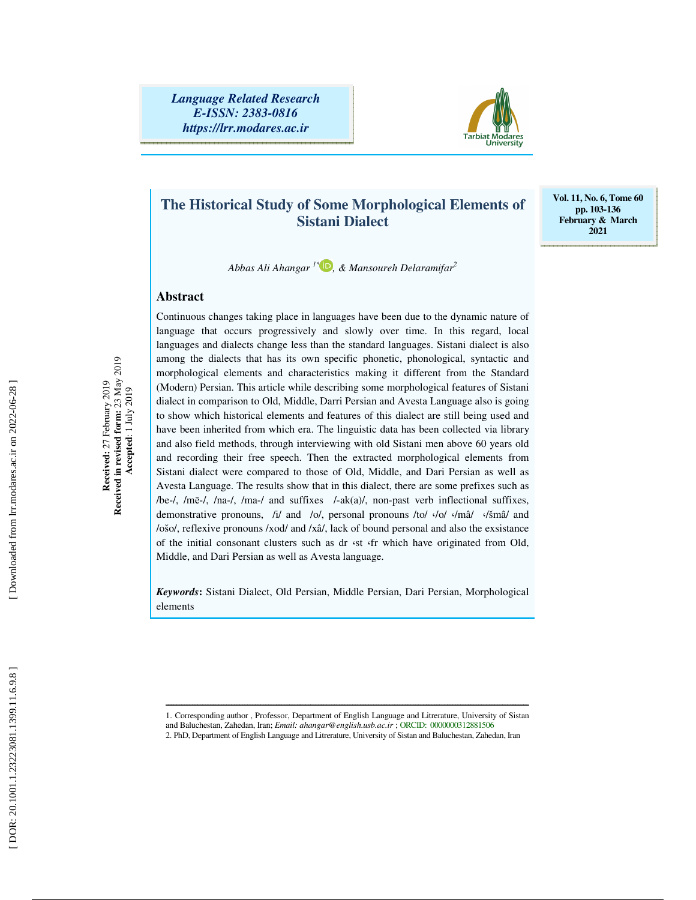Language Related Research
E-ISSN: 2383-0816
https://lrr.modares.ac.ir

Vol. 11, No. 6, Tome 60
pp. 103-136
February & March 2021

# The Historical Study of Some Morphological Elements of Sistani Dialect

*Abbas Ali Ahangar*[1*], *& Mansoureh Delaramifar*[2]

Received: 27 February 2019
Received in revised form: 23 May 2019
Accepted: 1 July 2019

## Abstract

Continuous changes taking place in languages have been due to the dynamic nature of language that occurs progressively and slowly over time. In this regard, local languages and dialects change less than the standard languages. Sistani dialect is also among the dialects that has its own specific phonetic, phonological, syntactic and morphological elements and characteristics making it different from the Standard (Modern) Persian. This article while describing some morphological features of Sistani dialect in comparison to Old, Middle, Darri Persian and Avesta Language also is going to show which historical elements and features of this dialect are still being used and have been inherited from which era. The linguistic data has been collected via library and also field methods, through interviewing with old Sistani men above 60 years old and recording their free speech. Then the extracted morphological elements from Sistani dialect were compared to those of Old, Middle, and Dari Persian as well as Avesta Language. The results show that in this dialect, there are some prefixes such as /be-/, /mē-/, /na-/, /ma-/ and suffixes /-ak(a)/, non-past verb inflectional suffixes, demonstrative pronouns, /i/ and /o/, personal pronouns /to/ ،/o/ ،/mâ/ ،/šmâ/ and /ošo/, reflexive pronouns /xod/ and /xâ/, lack of bound personal and also the exsistance of the initial consonant clusters such as dr ،st ،fr which have originated from Old, Middle, and Dari Persian as well as Avesta language.

***Keywords*:** Sistani Dialect, Old Persian, Middle Persian, Dari Persian, Morphological elements

---

1. Corresponding author , Professor, Department of English Language and Litrerature, University of Sistan and Baluchestan, Zahedan, Iran; *Email: ahangar@english.usb.ac.ir* ; ORCID: 0000000312881506
2. PhD, Department of English Language and Litrerature, University of Sistan and Baluchestan, Zahedan, Iran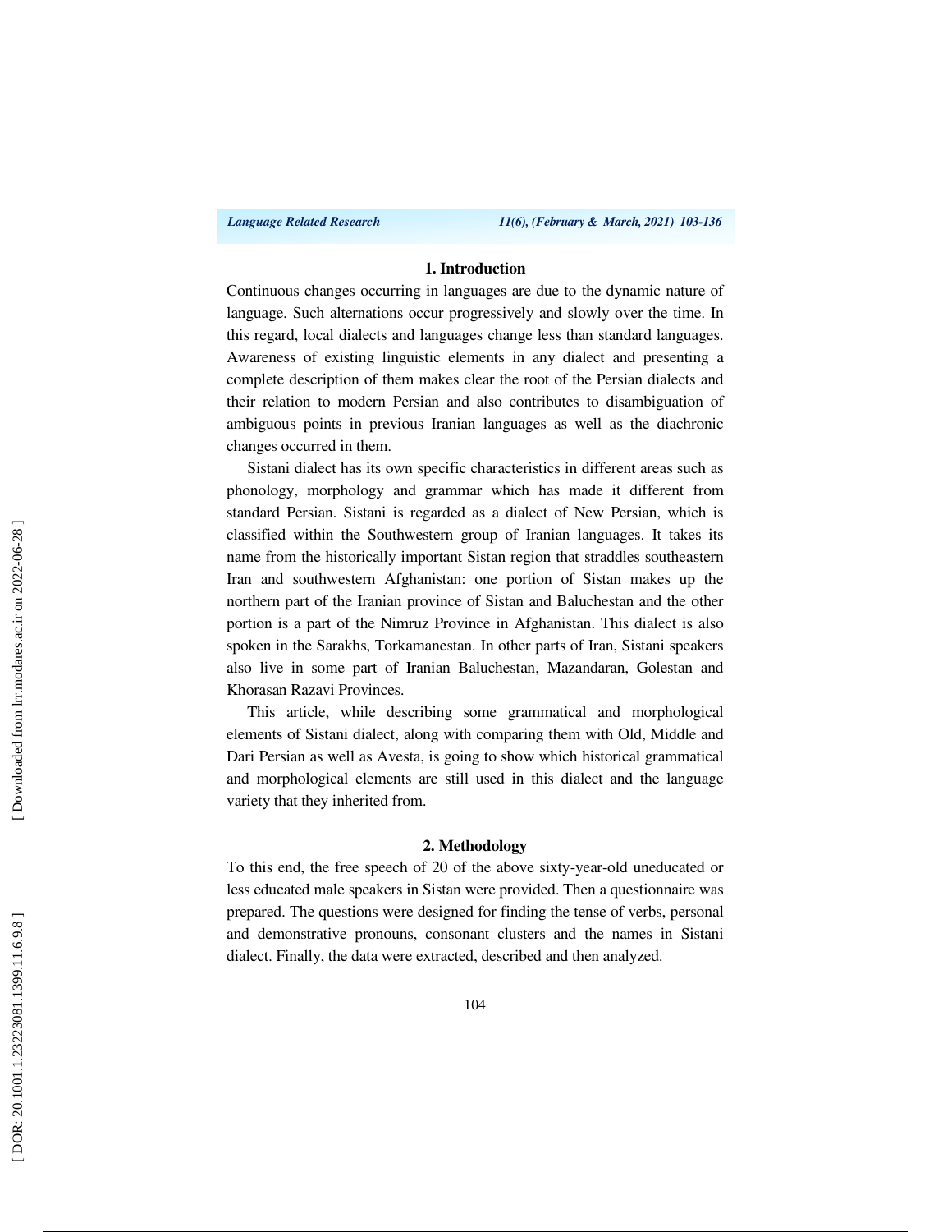## 1. Introduction

Continuous changes occurring in languages are due to the dynamic nature of language. Such alternations occur progressively and slowly over the time. In this regard, local dialects and languages change less than standard languages. Awareness of existing linguistic elements in any dialect and presenting a complete description of them makes clear the root of the Persian dialects and their relation to modern Persian and also contributes to disambiguation of ambiguous points in previous Iranian languages as well as the diachronic changes occurred in them.

Sistani dialect has its own specific characteristics in different areas such as phonology, morphology and grammar which has made it different from standard Persian. Sistani is regarded as a dialect of New Persian, which is classified within the Southwestern group of Iranian languages. It takes its name from the historically important Sistan region that straddles southeastern Iran and southwestern Afghanistan: one portion of Sistan makes up the northern part of the Iranian province of Sistan and Baluchestan and the other portion is a part of the Nimruz Province in Afghanistan. This dialect is also spoken in the Sarakhs, Torkamanestan. In other parts of Iran, Sistani speakers also live in some part of Iranian Baluchestan, Mazandaran, Golestan and Khorasan Razavi Provinces.

This article, while describing some grammatical and morphological elements of Sistani dialect, along with comparing them with Old, Middle and Dari Persian as well as Avesta, is going to show which historical grammatical and morphological elements are still used in this dialect and the language variety that they inherited from.

## 2. Methodology

To this end, the free speech of 20 of the above sixty-year-old uneducated or less educated male speakers in Sistan were provided. Then a questionnaire was prepared. The questions were designed for finding the tense of verbs, personal and demonstrative pronouns, consonant clusters and the names in Sistani dialect. Finally, the data were extracted, described and then analyzed.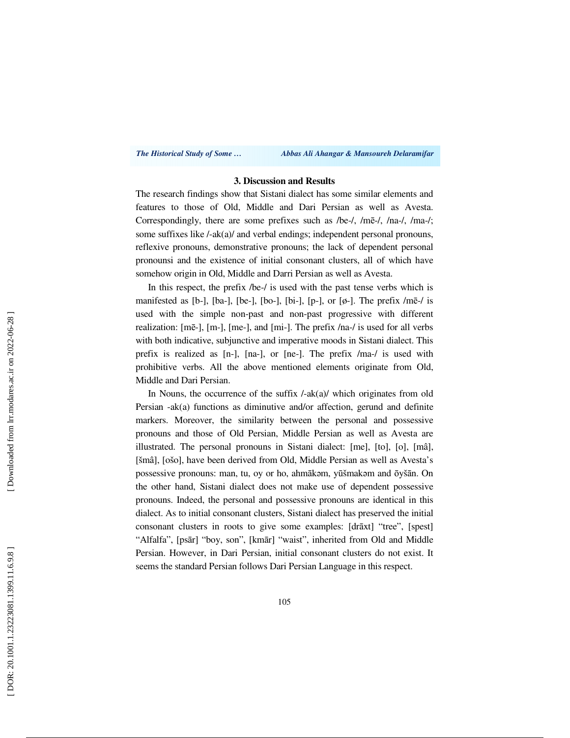### 3. Discussion and Results

The research findings show that Sistani dialect has some similar elements and features to those of Old, Middle and Dari Persian as well as Avesta. Correspondingly, there are some prefixes such as /be-/, /mē-/, /na-/, /ma-/; some suffixes like /-ak(a)/ and verbal endings; independent personal pronouns, reflexive pronouns, demonstrative pronouns; the lack of dependent personal pronounsi and the existence of initial consonant clusters, all of which have somehow origin in Old, Middle and Darri Persian as well as Avesta.

In this respect, the prefix /be-/ is used with the past tense verbs which is manifested as [b-], [ba-], [be-], [bo-], [bi-], [p-], or [ø-]. The prefix /mē-/ is used with the simple non-past and non-past progressive with different realization: [mē-], [m-], [me-], and [mi-]. The prefix /na-/ is used for all verbs with both indicative, subjunctive and imperative moods in Sistani dialect. This prefix is realized as [n-], [na-], or [ne-]. The prefix /ma-/ is used with prohibitive verbs. All the above mentioned elements originate from Old, Middle and Dari Persian.

In Nouns, the occurrence of the suffix /-ak(a)/ which originates from old Persian -ak(a) functions as diminutive and/or affection, gerund and definite markers. Moreover, the similarity between the personal and possessive pronouns and those of Old Persian, Middle Persian as well as Avesta are illustrated. The personal pronouns in Sistani dialect: [me], [to], [o], [mâ], [šmâ], [ošo], have been derived from Old, Middle Persian as well as Avesta's possessive pronouns: man, tu, oy or ho, ahmākəm, yūšmakəm and ōyšān. On the other hand, Sistani dialect does not make use of dependent possessive pronouns. Indeed, the personal and possessive pronouns are identical in this dialect. As to initial consonant clusters, Sistani dialect has preserved the initial consonant clusters in roots to give some examples: [drāxt] "tree", [spest] "Alfalfa", [psār] "boy, son", [kmār] "waist", inherited from Old and Middle Persian. However, in Dari Persian, initial consonant clusters do not exist. It seems the standard Persian follows Dari Persian Language in this respect.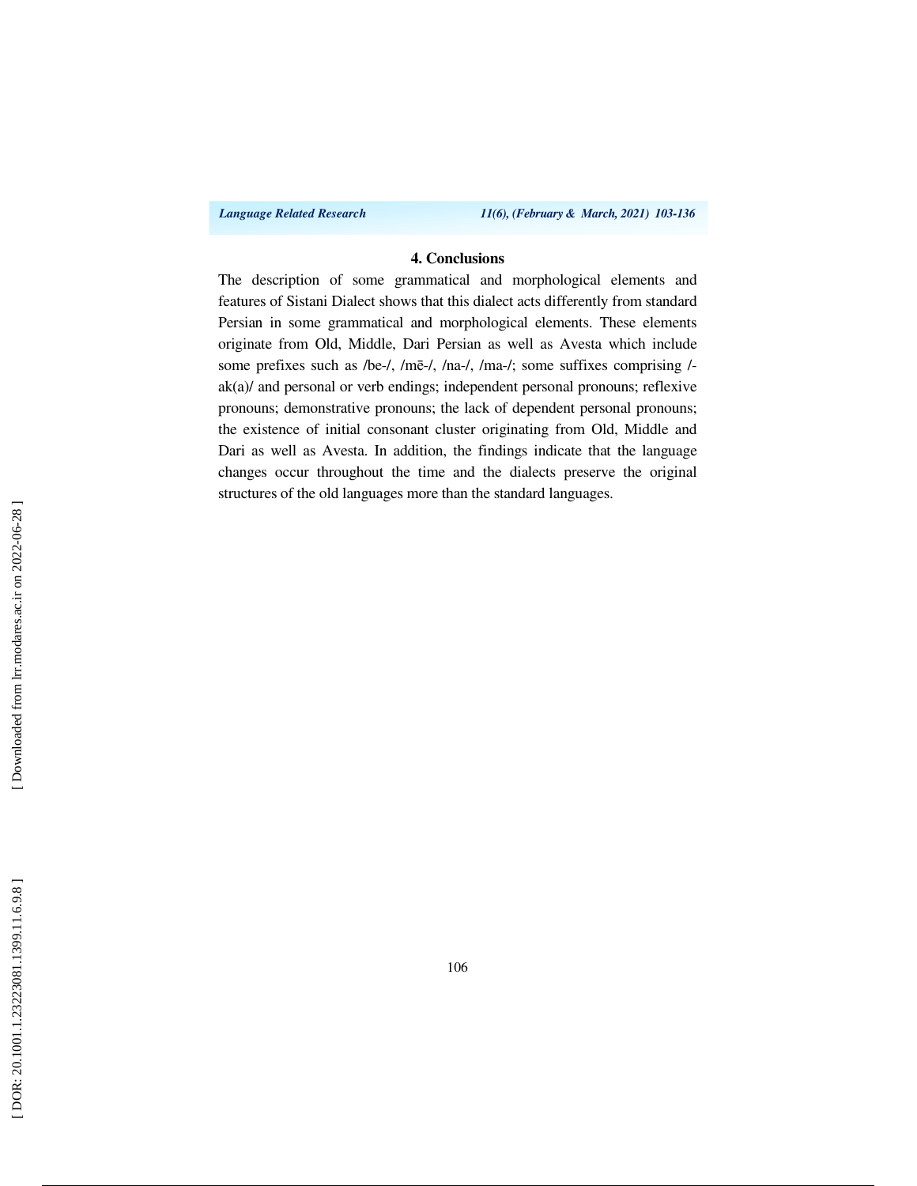### 4. Conclusions

The description of some grammatical and morphological elements and features of Sistani Dialect shows that this dialect acts differently from standard Persian in some grammatical and morphological elements. These elements originate from Old, Middle, Dari Persian as well as Avesta which include some prefixes such as /be-/, /mē-/, /na-/, /ma-/; some suffixes comprising /-ak(a)/ and personal or verb endings; independent personal pronouns; reflexive pronouns; demonstrative pronouns; the lack of dependent personal pronouns; the existence of initial consonant cluster originating from Old, Middle and Dari as well as Avesta. In addition, the findings indicate that the language changes occur throughout the time and the dialects preserve the original structures of the old languages more than the standard languages.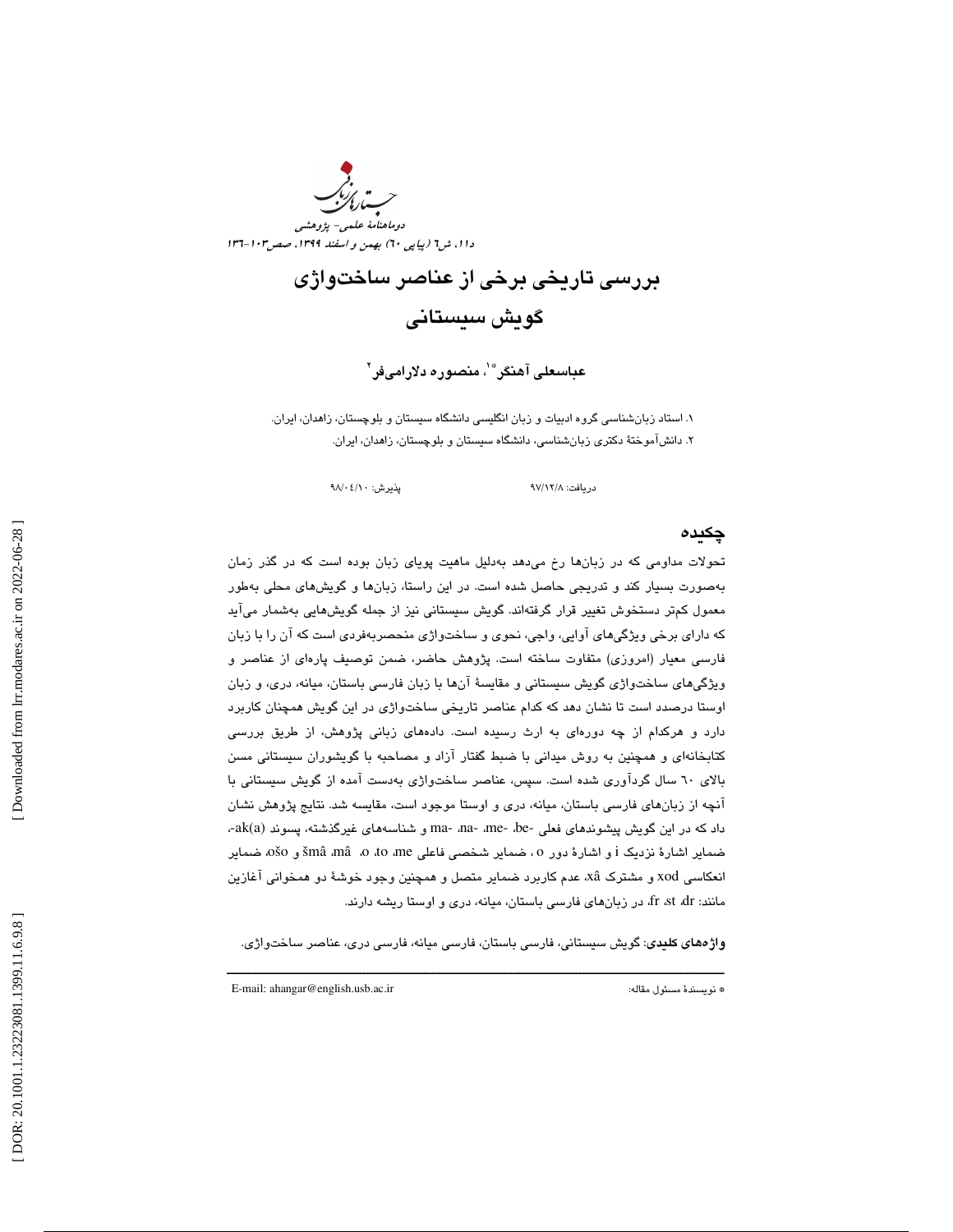# بررسی تاریخی برخی از عناصر ساخت‌واژی گویش سیستانی

**عباسعلی آهنگر**\*[1]، **منصوره دلارامی‌فر**[2]

۱. استاد زبان‌شناسی گروه ادبیات و زبان انگلیسی دانشگاه سیستان و بلوچستان، زاهدان، ایران.

۲. دانش‌آموختهٔ دکتری زبان‌شناسی، دانشگاه سیستان و بلوچستان، زاهدان، ایران.

دریافت: ۹۷/۱۲/۸ پذیرش: ۹۸/۰۴/۱۰

## چکیده

تحولات مداومی که در زبان‌ها رخ می‌دهد به‌دلیل ماهیت پویای زبان بوده است که در گذر زمان به‌صورت بسیار کند و تدریجی حاصل شده است. در این راستا، زبان‌ها و گویش‌های محلی به‌طور معمول کم‌تر دستخوش تغییر قرار گرفته‌اند. گویش سیستانی نیز از جمله گویش‌هایی به‌شمار می‌آید که دارای برخی ویژگی‌های آوایی، واجی، نحوی و ساخت‌واژی منحصربه‌فردی است که آن را با زبان فارسی معیار (امروزی) متفاوت ساخته است. پژوهش حاضر، ضمن توصیف پاره‌ای از عناصر و ویژگی‌های ساخت‌واژی گویش سیستانی و مقایسهٔ آن‌ها با زبان فارسی باستان، میانه، دری، و زبان اوستا درصدد است تا نشان دهد که کدام عناصر تاریخی ساخت‌واژی در این گویش همچنان کاربرد دارد و هرکدام از چه دوره‌ای به ارث رسیده است. داده‌های زبانی پژوهش، از طریق بررسی کتابخانه‌ای و همچنین به روش میدانی با ضبط گفتار آزاد و مصاحبه با گویشوران سیستانی مسن بالای ۶۰ سال گردآوری شده است. سپس، عناصر ساخت‌واژی به‌دست آمده از گویش سیستانی با آنچه از زبان‌های فارسی باستان، میانه، دری و اوستا موجود است، مقایسه شد. نتایج پژوهش نشان داد که در این گویش پیشوندهای فعلی -be، -me، -na، -ma و شناسه‌های غیرگذشته، پسوند (a)ak-، ضمایر اشارهٔ نزدیک i و اشارهٔ دور o ، ضمایر شخصی فاعلی me، to، o، mâ، šmâ و ošo، ضمایر انعکاسی xod و مشترک xâ، عدم کاربرد ضمایر متصل و همچنین وجود خوشهٔ دو همخوانی آغازین مانند: dr، st، fr، در زبان‌های فارسی باستان، میانه، دری و اوستا ریشه دارند.

**واژه‌های کلیدی**: گویش سیستانی، فارسی باستان، فارسی میانه، فارسی دری، عناصر ساخت‌واژی.

---

\* نویسندهٔ مسئول مقاله: E-mail: ahangar@english.usb.ac.ir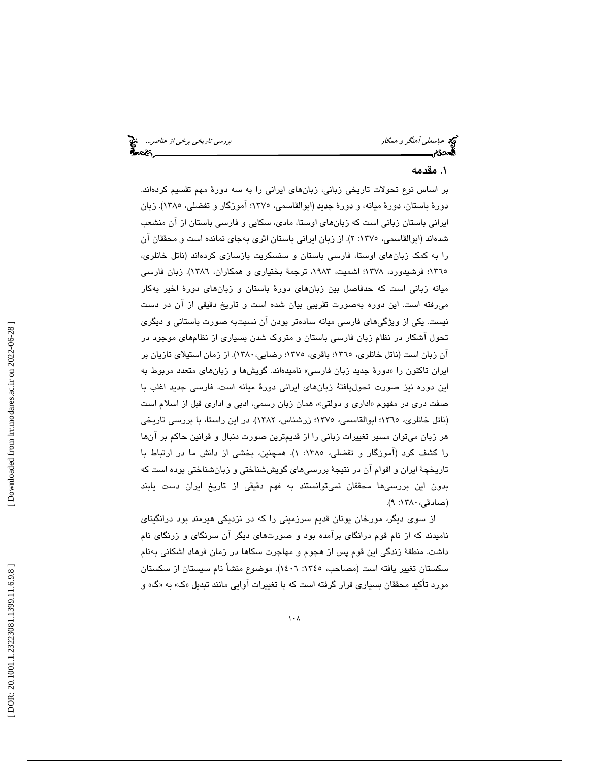## ۱. مقدمه

بر اساس نوع تحولات تاریخی زبانی، زبان‌های ایرانی را به سه دورهٔ مهم تقسیم کرده‌اند. دورهٔ باستان، دورهٔ میانه، و دورهٔ جدید (ابوالقاسمی، ۱۳۷۵؛ آموزگار و تفضلی، ۱۳۸۵). زبان ایرانی باستان زبانی است که زبان‌های اوستا، مادی، سکایی و فارسی باستان از آن منشعب شده‌اند (ابوالقاسمی، ۱۳۷۵: ۲). از زبان ایرانی باستان اثری به‌جای نمانده است و محققان آن را به کمک زبان‌های اوستا، فارسی باستان و سنسکریت بازسازی کرده‌اند (ناتل خانلری، ۱۳۶۵؛ فرشیدورد، ۱۳۷۸؛ اشمیت، ۱۹۸۳، ترجمهٔ بختیاری و همکاران، ۱۳۸۶). زبان فارسی میانه زبانی است که حدفاصل بین زبان‌های دورهٔ باستان و زبان‌های دورهٔ اخیر به‌کار می‌رفته است. این دوره به‌صورت تقریبی بیان شده است و تاریخ دقیقی از آن در دست نیست. یکی از ویژگی‌های فارسی میانه ساده‌تر بودن آن نسبت‌به صورت باستانی و دیگری تحول آشکار در نظام زبان فارسی باستان و متروک شدن بسیاری از نظام‌های موجود در آن زبان است (ناتل خانلری، ۱۳۶۵؛ باقری، ۱۳۷۵؛ رضایی،۱۳۸۰). از زمان استیلای تازیان بر ایران تاکنون را «دورهٔ جدید زبان فارسی» نامیده‌اند. گویش‌ها و زبان‌های متعدد مربوط به این دوره نیز صورت تحول‌یافتهٔ زبان‌های ایرانی دورهٔ میانه است. فارسی جدید اغلب با صفت دری در مفهوم «اداری و دولتی»، همان زبان رسمی، ادبی و اداری قبل از اسلام است (ناتل خانلری، ۱۳۶۵؛ ابوالقاسمی، ۱۳۷۵؛ زرشناس، ۱۳۸۲). در این راستا، با بررسی تاریخی هر زبان می‌توان مسیر تغییرات زبانی را از قدیم‌ترین صورت دنبال و قوانین حاکم بر آن‌ها را کشف کرد (آموزگار و تفضلی، ۱۳۸۵: ۱). همچنین، بخشی از دانش ما در ارتباط با تاریخچهٔ ایران و اقوام آن در نتیجهٔ بررسی‌های گویش‌شناختی و زبان‌شناختی بوده است که بدون این بررسی‌ها محققان نمی‌توانستند به فهم دقیقی از تاریخ ایران دست یابند (صادقی،۱۳۸۰: ۹).

از سوی دیگر، مورخان یونان قدیم سرزمینی را که در نزدیکی هیرمند بود درانگینای نامیدند که از نام قوم درانگای برآمده بود و صورت‌های دیگر آن سرنگای و زرنگای نام داشت. منطقهٔ زندگی این قوم پس از هجوم و مهاجرت سکاها در زمان فرهاد اشکانی به‌نام سکستان تغییر یافته است (مصاحب، ۱۳۴۵: ۱۴۰۶). موضوع منشأ نام سیستان از سکستان مورد تأکید محققان بسیاری قرار گرفته است که با تغییرات آوایی مانند تبدیل «ک» به «گ» و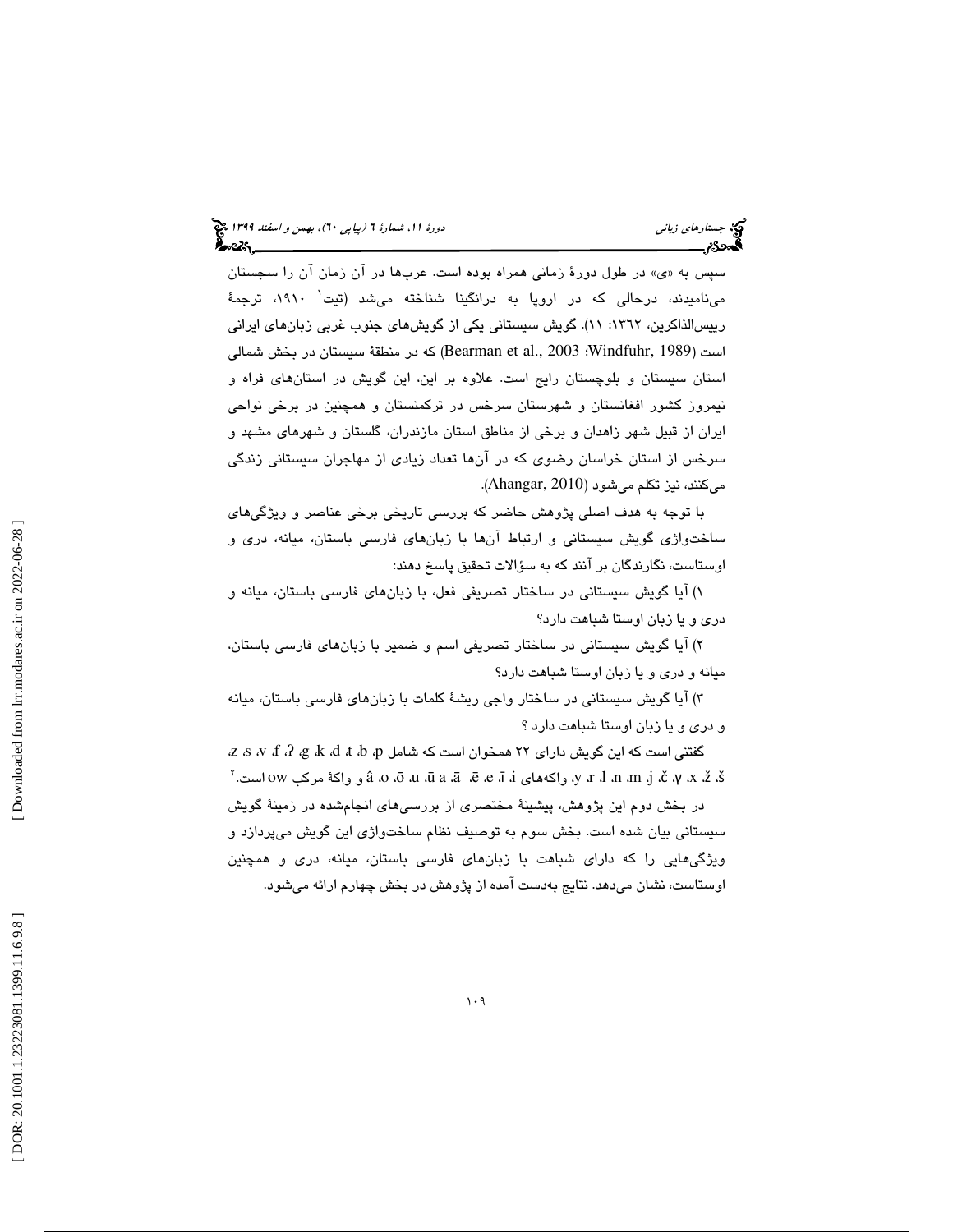سپس به «ی» در طول دورهٔ زمانی همراه بوده است. عرب‌ها در آن زمان آن را سجستان می‌نامیدند، درحالی که در اروپا به درانگینا شناخته می‌شد (تیت[1] ۱۹۱۰، ترجمهٔ رییس‌الذاکرین، ۱۳۶۲: ۱۱). گویش سیستانی یکی از گویش‌های جنوب غربی زبان‌های ایرانی است (Windfuhr, 1989؛ Bearman et al., 2003) که در منطقهٔ سیستان در بخش شمالی استان سیستان و بلوچستان رایج است. علاوه بر این، این گویش در استان‌های فراه و نیمروز کشور افغانستان و شهرستان سرخس در ترکمنستان و همچنین در برخی نواحی ایران از قبیل شهر زاهدان و برخی از مناطق استان مازندران، گلستان و شهرهای مشهد و سرخس از استان خراسان رضوی که در آن‌ها تعداد زیادی از مهاجران سیستانی زندگی می‌کنند، نیز تکلم می‌شود (Ahangar, 2010).

با توجه به هدف اصلی پژوهش حاضر که بررسی تاریخی برخی عناصر و ویژگی‌های ساخت‌واژی گویش سیستانی و ارتباط آن‌ها با زبان‌های فارسی باستان، میانه، دری و اوستاست، نگارندگان بر آنند که به سؤالات تحقیق پاسخ دهند:

۱) آیا گویش سیستانی در ساختار تصریفی فعل، با زبان‌های فارسی باستان، میانه و دری و یا زبان اوستا شباهت دارد؟

۲) آیا گویش سیستانی در ساختار تصریفی اسم و ضمیر با زبان‌های فارسی باستان، میانه و دری و یا زبان اوستا شباهت دارد؟

۳) آیا گویش سیستانی در ساختار واجی ریشهٔ کلمات با زبان‌های فارسی باستان، میانه و دری و یا زبان اوستا شباهت دارد ؟

گفتنی است که این گویش دارای ۲۲ همخوان است که شامل p، b، t، d، k، g، ʔ، f، v، s، z، š، ž، x، ɣ، č، ǰ، m، n، l، r، y، واکه‌های i، ī، e، ē، ā، a، ū، u، ō، o، â و واکهٔ مرکب ow است.[2]

در بخش دوم این پژوهش، پیشینهٔ مختصری از بررسی‌های انجام‌شده در زمینهٔ گویش سیستانی بیان شده است. بخش سوم به توصیف نظام ساخت‌واژی این گویش می‌پردازد و ویژگی‌هایی را که دارای شباهت با زبان‌های فارسی باستان، میانه، دری و همچنین اوستاست، نشان می‌دهد. نتایج به‌دست آمده از پژوهش در بخش چهارم ارائه می‌شود.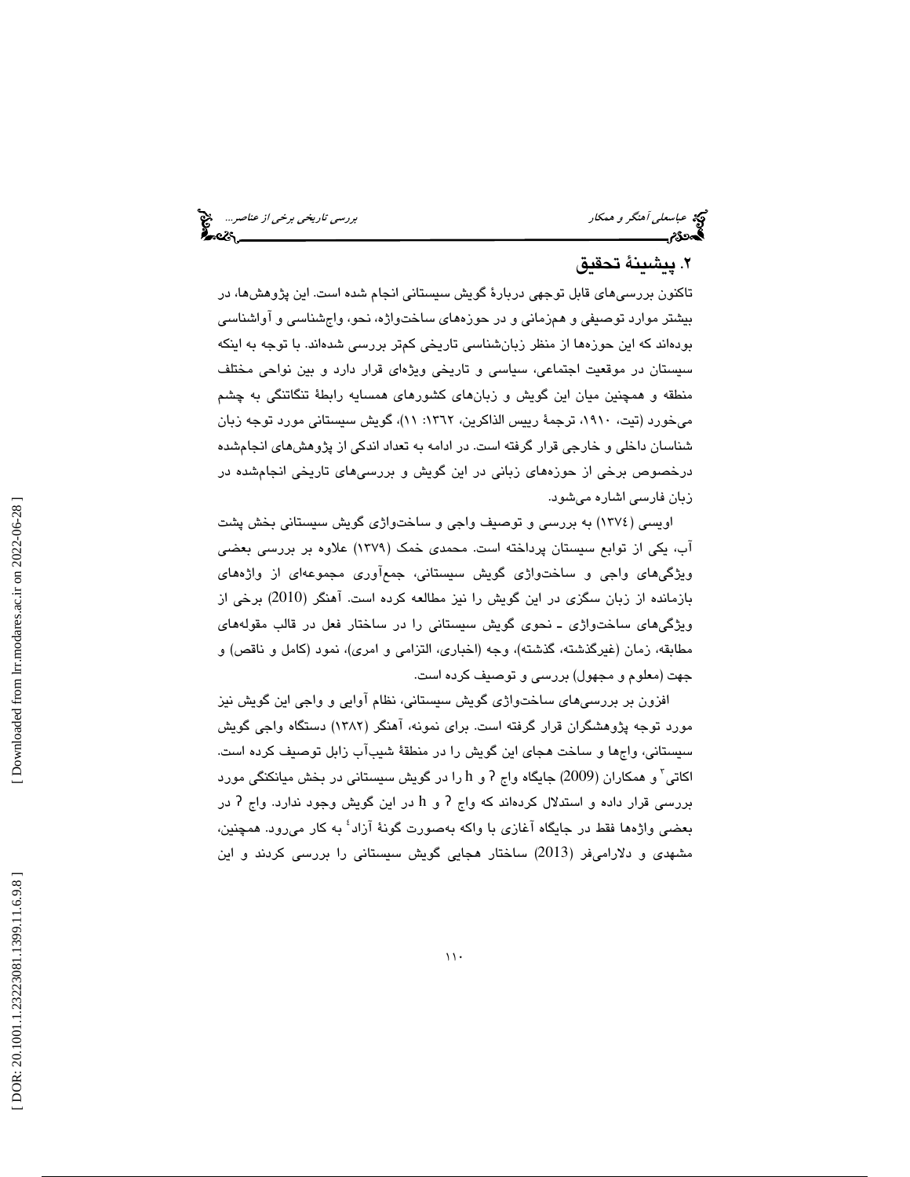## ۲. پیشینهٔ تحقیق

تاکنون بررسی‌های قابل توجهی دربارهٔ گویش سیستانی انجام شده است. این پژوهش‌ها، در بیشتر موارد توصیفی و هم‌زمانی و در حوزه‌های ساخت‌واژه، نحو، واج‌شناسی و آواشناسی بوده‌اند که این حوزه‌ها از منظر زبان‌شناسی تاریخی کم‌تر بررسی شده‌اند. با توجه به اینکه سیستان در موقعیت اجتماعی، سیاسی و تاریخی ویژه‌ای قرار دارد و بین نواحی مختلف منطقه و همچنین میان این گویش و زبان‌های کشورهای همسایه رابطهٔ تنگاتنگی به چشم می‌خورد (تیت، ۱۹۱۰، ترجمهٔ رییس الذاکرین، ۱۳۶۲: ۱۱)، گویش سیستانی مورد توجه زبان شناسان داخلی و خارجی قرار گرفته است. در ادامه به تعداد اندکی از پژوهش‌های انجام‌شده درخصوص برخی از حوزه‌های زبانی در این گویش و بررسی‌های تاریخی انجام‌شده در زبان فارسی اشاره می‌شود.

اویسی (۱۳۷٤) به بررسی و توصیف واجی و ساخت‌واژی گویش سیستانی بخش پشت آب، یکی از توابع سیستان پرداخته است. محمدی خمک (۱۳۷۹) علاوه بر بررسی بعضی ویژگی‌های واجی و ساخت‌واژی گویش سیستانی، جمع‌آوری مجموعه‌ای از واژه‌های بازمانده از زبان سگزی در این گویش را نیز مطالعه کرده است. آهنگر (2010) برخی از ویژگی‌های ساخت‌واژی ـ نحوی گویش سیستانی را در ساختار فعل در قالب مقوله‌های مطابقه، زمان (غیرگذشته، گذشته)، وجه (اخباری، التزامی و امری)، نمود (کامل و ناقص) و جهت (معلوم و مجهول) بررسی و توصیف کرده است.

افزون بر بررسی‌های ساخت‌واژی گویش سیستانی، نظام آوایی و واجی این گویش نیز مورد توجه پژوهشگران قرار گرفته است. برای نمونه، آهنگر (۱۳۸۲) دستگاه واجی گویش سیستانی، واج‌ها و ساخت هجای این گویش را در منطقهٔ شیب‌آب زابل توصیف کرده است. اکاتی[3] و همکاران (2009) جایگاه واج ʔ و h را در گویش سیستانی در بخش میانکنگی مورد بررسی قرار داده و استدلال کرده‌اند که واج ʔ و h در این گویش وجود ندارد. واج ʔ در بعضی واژه‌ها فقط در جایگاه آغازی با واکه به‌صورت گونهٔ آزاد[4] به کار می‌رود. همچنین، مشهدی و دلارامی‌فر (2013) ساختار هجایی گویش سیستانی را بررسی کردند و این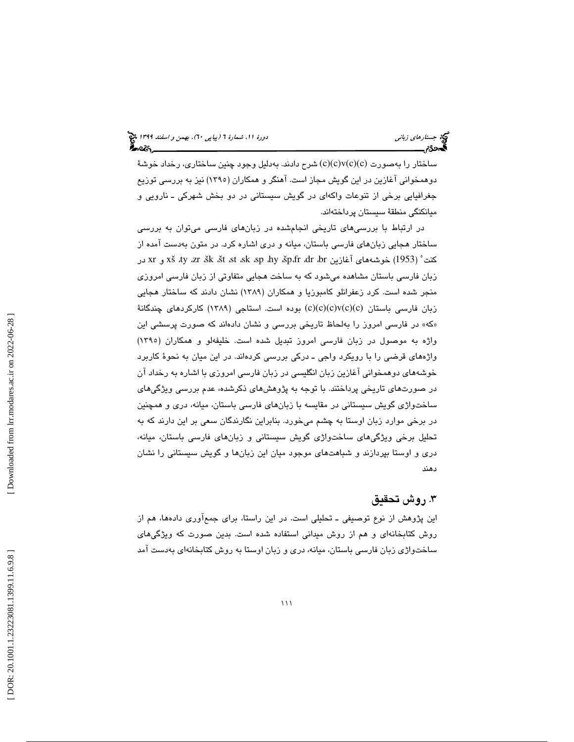ساختار را به‌صورت (c)(c)v(c)(c) شرح دادند. به‌دلیل وجود چنین ساختاری، رخداد خوشهٔ دوهمخوانی آغازین در این گویش مجاز است. آهنگر و همکاران (۱۳۹۵) نیز به بررسی توزیع جغرافیایی برخی از تنوعات واکه‌ای در گویش سیستانی در دو بخش شهرکی ـ نارویی و میانکنگی منطقهٔ سیستان پرداخته‌اند.

در ارتباط با بررسی‌های تاریخی انجام‌شده در زبان‌های فارسی می‌توان به بررسی ساختار هجایی زبان‌های فارسی باستان، میانه و دری اشاره کرد. در متون به‌دست آمده از کنت (1953) خوشه‌های آغازین br، dr، fr، šp، hy، sp، sk، st، št، šk، zr، ty، xš و xr در زبان فارسی باستان مشاهده می‌شود که به ساخت هجایی متفاوتی از زبان فارسی امروزی منجر شده است. کرد زعفرانلو کامبوزیا و همکاران (۱۳۸۹) نشان دادند که ساختار هجایی زبان فارسی باستان (c)(c)(c)v(c)(c) بوده است. استاجی (۱۳۸۹) کارکردهای چندگانهٔ «که» در فارسی امروز را به‌لحاظ تاریخی بررسی و نشان داده‌اند که صورت پرسشی این واژه به موصول در زبان فارسی امروز تبدیل شده است. خلیفه‌لو و همکاران (۱۳۹۵) واژه‌های قرضی را با رویکرد واجی ـ درکی بررسی کرده‌اند. در این میان به نحوهٔ کاربرد خوشه‌های دوهمخوانی آغازین زبان انگلیسی در زبان فارسی امروزی با اشاره به رخداد آن در صورت‌های تاریخی پرداختند. با توجه به پژوهش‌های ذکرشده، عدم بررسی ویژگی‌های ساخت‌واژی گویش سیستانی در مقایسه با زبان‌های فارسی باستان، میانه، دری و همچنین در برخی موارد زبان اوستا به چشم می‌خورد. بنابراین نگارندگان سعی بر این دارند که به تحلیل برخی ویژگی‌های ساخت‌واژی گویش سیستانی و زبان‌های فارسی باستان، میانه، دری و اوستا بپردازند و شباهت‌های موجود میان این زبان‌ها و گویش سیستانی را نشان دهند.

## ۳. روش تحقیق

این پژوهش از نوع توصیفی ـ تحلیلی است. در این راستا، برای جمع‌آوری داده‌ها، هم از روش کتابخانه‌ای و هم از روش میدانی استفاده شده است. بدین صورت که ویژگی‌های ساخت‌واژی زبان فارسی باستان، میانه، دری و زبان اوستا به روش کتابخانه‌ای به‌دست آمد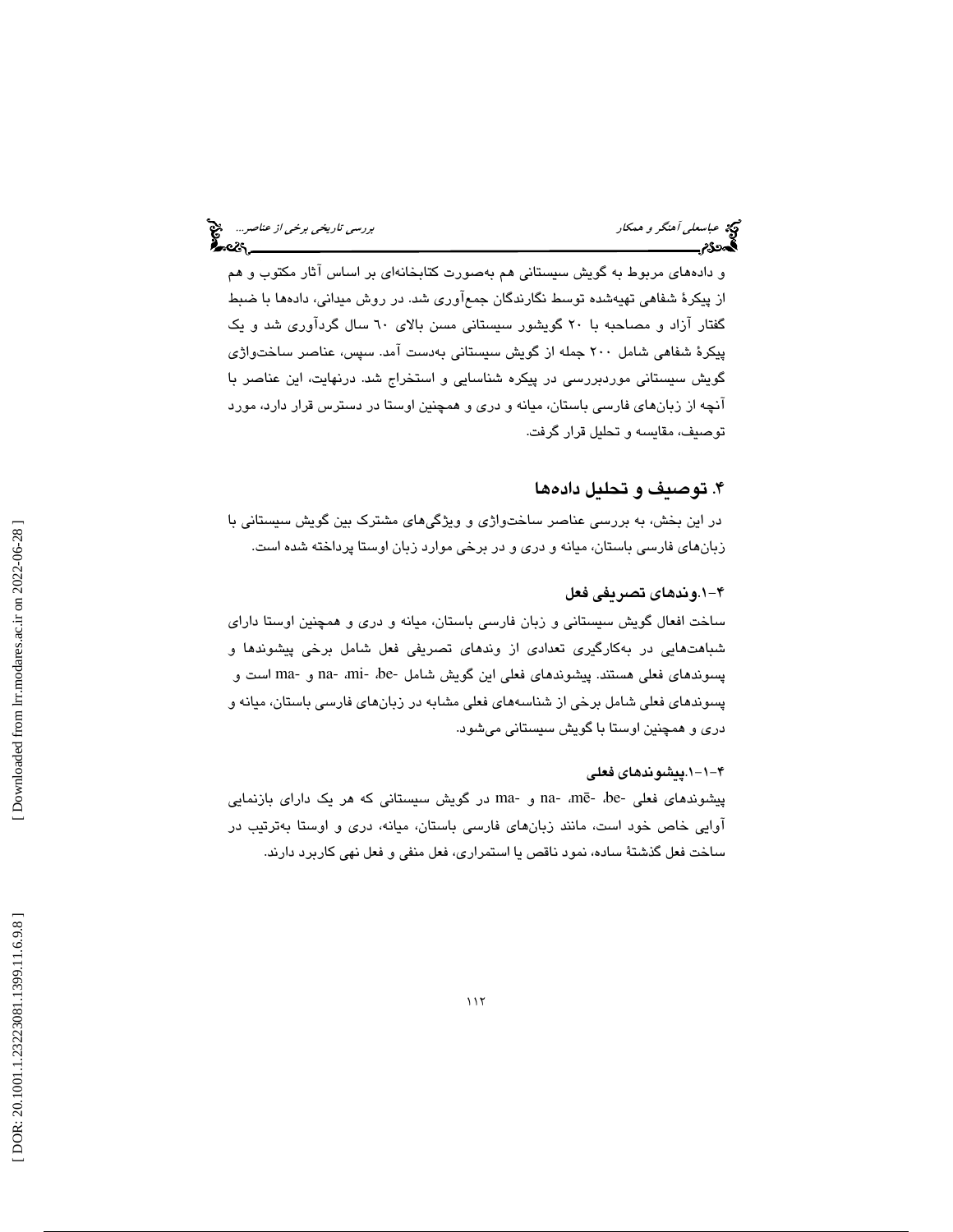و داده‌های مربوط به گویش سیستانی هم به‌صورت کتابخانه‌ای بر اساس آثار مکتوب و هم از پیکرۀ شفاهی تهیه‌شده توسط نگارندگان جمع‌آوری شد. در روش میدانی، داده‌ها با ضبط گفتار آزاد و مصاحبه با ۲۰ گویشور سیستانی مسن بالای ٦٠ سال گردآوری شد و یک پیکرۀ شفاهی شامل ۲۰۰ جمله از گویش سیستانی به‌دست آمد. سپس، عناصر ساخت‌واژی گویش سیستانی موردبررسی در پیکره شناسایی و استخراج شد. درنهایت، این عناصر با آنچه از زبان‌های فارسی باستان، میانه و دری و همچنین اوستا در دسترس قرار دارد، مورد توصیف، مقایسه و تحلیل قرار گرفت.

## ۴. توصیف و تحلیل داده‌ها

در این بخش، به بررسی عناصر ساخت‌واژی و ویژگی‌های مشترک بین گویش سیستانی با زبان‌های فارسی باستان، میانه و دری و در برخی موارد زبان اوستا پرداخته شده است.

### ۴-۱.وندهای تصریفی فعل

ساخت افعال گویش سیستانی و زبان فارسی باستان، میانه و دری و همچنین اوستا دارای شباهت‌هایی در به‌کارگیری تعدادی از وندهای تصریفی فعل شامل برخی پیشوندها و پسوندهای فعلی هستند. پیشوندهای فعلی این گویش شامل -be، -mi، -na و -ma است و پسوندهای فعلی شامل برخی از شناسه‌های فعلی مشابه در زبان‌های فارسی باستان، میانه و دری و همچنین اوستا با گویش سیستانی می‌شود.

#### ۴-۱-۱.پیشوندهای فعلی

پیشوندهای فعلی -be، -mē، -na و -ma در گویش سیستانی که هر یک دارای بازنمایی آوایی خاص خود است، مانند زبان‌های فارسی باستان، میانه، دری و اوستا به‌ترتیب در ساخت فعل گذشتۀ ساده، نمود ناقص یا استمراری، فعل منفی و فعل نهی کاربرد دارند.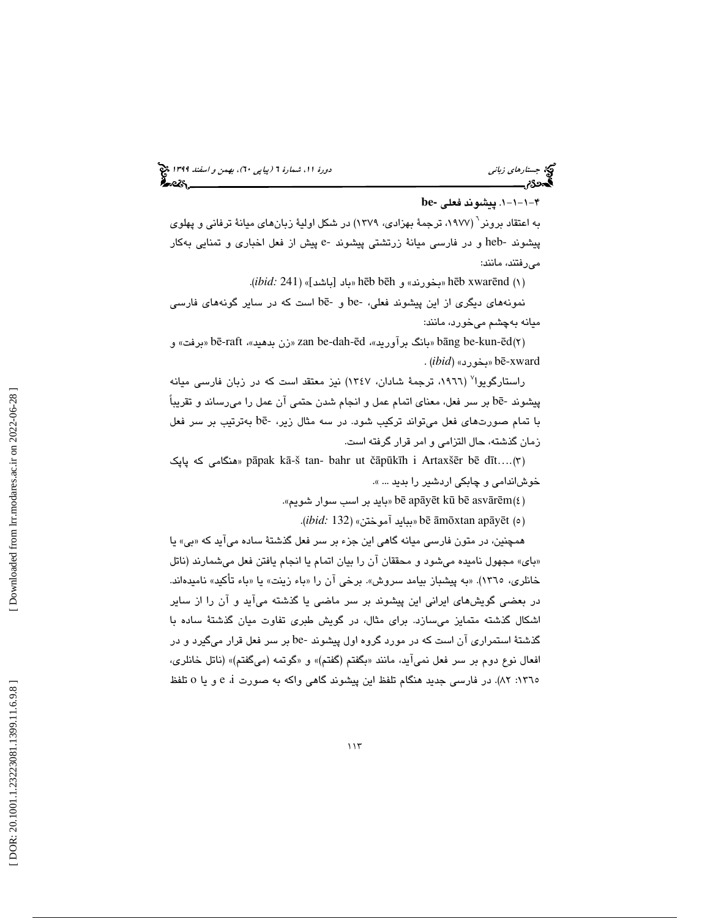### ۴-۱-۱-۱. پیشوند فعلی -be

به اعتقاد برونر[6] (۱۹۷۷، ترجمهٔ بهزادی، ۱۳۷۹) در شکل اولیهٔ زبان‌های میانهٔ ترفانی و پهلوی پیشوند -heb و در فارسی میانهٔ زرتشتی پیشوند -e پیش از فعل اخباری و تمنایی به‌کار می‌رفتند، مانند:

(۱) hēb xwarēnd «بخورند» و hēb bēh «باد [باشد]» (*ibid:* 241).

نمونه‌های دیگری از این پیشوند فعلی، -be و -bē است که در سایر گونه‌های فارسی میانه به‌چشم می‌خورد، مانند:

(۲) bāng be-kun-ēd «بانگ برآورید»، zan be-dah-ēd «زن بدهید»، bē-raft «برفت» و bē-xward «بخورد» (*ibid*).

راستارگویوا[7] (۱۹٦٦، ترجمهٔ شادان، ۱۳٤۷) نیز معتقد است که در زبان فارسی میانه پیشوند -bē بر سر فعل، معنای اتمام عمل و انجام شدن حتمی آن عمل را می‌رساند و تقریباً با تمام صورت‌های فعل می‌تواند ترکیب شود. در سه مثال زیر، -bē به‌ترتیب بر سر فعل زمان گذشته، حال التزامی و امر قرار گرفته است.

(۳) pāpak kā-š tan- bahr ut čāpūkīh i Artaxšēr bē dīt…. «هنگامی که پاپک خوش‌اندامی و چابکی اردشیر را بدید ... ».

(٤) bē apāyēt kū bē asvārēm «باید بر اسب سوار شویم».

(٥) bē āmōxtan apāyēt «بباید آموختن» (*ibid:* 132).

همچنین، در متون فارسی میانه گاهی این جزء بر سر فعل گذشتهٔ ساده می‌آید که «بی» یا «بای» مجهول نامیده می‌شود و محققان آن را بیان اتمام یا انجام یافتن فعل می‌شمارند (ناتل خانلری، ۱۳٦٥). «به پیشباز بیامد سروش». برخی آن را «باء زینت» یا «باء تأکید» نامیده‌اند. در بعضی گویش‌های ایرانی این پیشوند بر سر ماضی یا گذشته می‌آید و آن را از سایر اشکال گذشته متمایز می‌سازد. برای مثال، در گویش طبری تفاوت میان گذشتهٔ ساده با گذشتهٔ استمراری آن است که در مورد گروه اول پیشوند -be بر سر فعل قرار می‌گیرد و در افعال نوع دوم بر سر فعل نمی‌آید، مانند «بگفتم (گفتم)» و «گوتمه (می‌گفتم)» (ناتل خانلری، ۱۳٦٥: ۸۲). در فارسی جدید هنگام تلفظ این پیشوند گاهی واکه به صورت e ،i و یا o تلفظ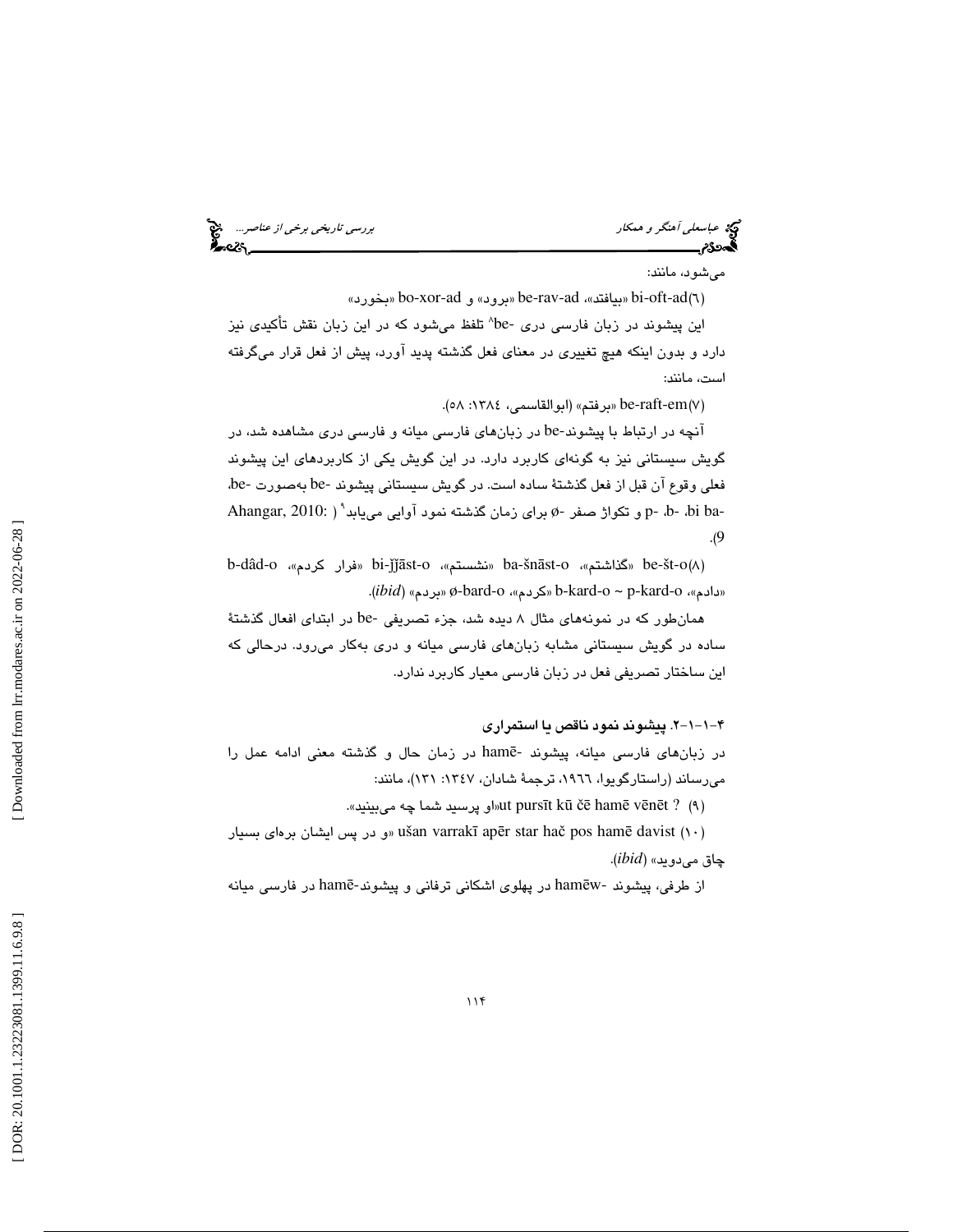می‌شود، مانند:

(۶)bi-oft-ad «بیافتد»، be-rav-ad «برود» و bo-xor-ad «بخورد»

این پیشوند در زبان فارسی دری -be[۸] تلفظ می‌شود که در این زبان نقش تأکیدی نیز دارد و بدون اینکه هیچ تغییری در معنای فعل گذشته پدید آورد، پیش از فعل قرار می‌گرفته است، مانند:

(۷)be-raft-em «برفتم» (ابوالقاسمی، ۱۳۸٤: ۵۸).

آنچه در ارتباط با پیشوند-be در زبان‌های فارسی میانه و فارسی دری مشاهده شد، در گویش سیستانی نیز به گونه‌ای کاربرد دارد. در این گویش یکی از کاربردهای این پیشوند فعلی وقوع آن قبل از فعل گذشتهٔ ساده است. در گویش سیستانی پیشوند -be به‌صورت -be، bi ba-، -b، -p و تکواژ صفر -ø برای زمان گذشته نمود آوایی می‌یابد[۹] ( Ahangar, 2010: 9).

(۸)be-št-o «گذاشتم»، ba-šnāst-o «نشستم»، bi-ǰǰāst-o «فرار کردم»، b-dâd-o «دادم»، b-kard-o ~ p-kard-o «کردم»، ø-bard-o «بردم» (*ibid*).

همان‌طور که در نمونه‌های مثال ۸ دیده شد، جزء تصریفی -be در ابتدای افعال گذشتهٔ ساده در گویش سیستانی مشابه زبان‌های فارسی میانه و دری به‌کار می‌رود. درحالی که این ساختار تصریفی فعل در زبان فارسی معیار کاربرد ندارد.

### ۴-۱-۱-۲. پیشوند نمود ناقص یا استمراری

در زبان‌های فارسی میانه، پیشوند -hamē در زمان حال و گذشته معنی ادامه عمل را می‌رساند (راستارگویوا، ۱۹۶۶، ترجمهٔ شادان، ۱۳٤۷: ۱۳۱)، مانند:

(۹) ut pursīt kū čē hamē vēnēt ? «او پرسید شما چه می‌بینید».

(۱۰) ušan varrakī apēr star hač pos hamē davist «و در پس ایشان بره‌ای بسیار چاق می‌دوید» (*ibid*).

از طرفی، پیشوند -hamēw در پهلوی اشکانی ترفانی و پیشوند-hamē در فارسی میانه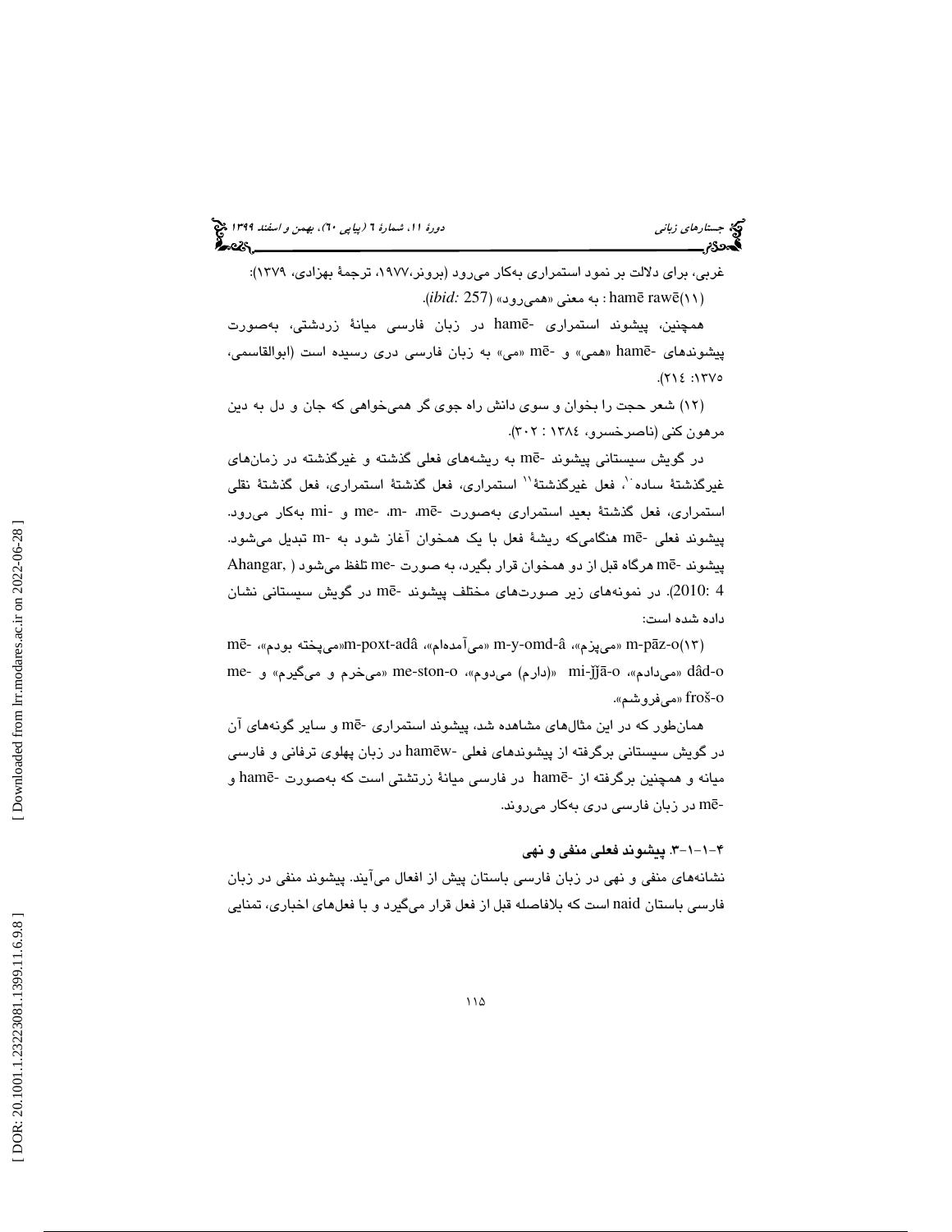غربی، برای دلالت بر نمود استمراری به‌کار می‌رود (برونر،۱۹۷۷، ترجمهٔ بهزادی، ۱۳۷۹):

(۱۱) hamē rawē : به معنی «همی‌رود» (*ibid:* 257).

همچنین، پیشوند استمراری -hamē در زبان فارسی میانهٔ زردشتی، به‌صورت پیشوندهای -hamē «همی» و -mē «می» به زبان فارسی دری رسیده است (ابوالقاسمی، ۱۳۷۵: ۲۱٤).

(۱۲) شعر حجت را بخوان و سوی دانش راه جوی گر همی‌خواهی که جان و دل به دین مرهون کنی (ناصرخسرو، ۱۳۸٤ : ۳۰۲).

در گویش سیستانی پیشوند -mē به ریشه‌های فعلی گذشته و غیرگذشته در زمان‌های غیرگذشتهٔ ساده[۱۰]، فعل غیرگذشتهٔ[۱۱] استمراری، فعل گذشتهٔ استمراری، فعل گذشتهٔ نقلی استمراری، فعل گذشتهٔ بعید استمراری به‌صورت -mē، -m، -me و -mi به‌کار می‌رود. پیشوند فعلی -mē هنگامی‌که ریشهٔ فعل با یک همخوان آغاز شود به -m تبدیل می‌شود. پیشوند -mē هرگاه قبل از دو همخوان قرار بگیرد، به صورت -me تلفظ می‌شود (Ahangar, 2010: 4). در نمونه‌های زیر صورت‌های مختلف پیشوند -mē در گویش سیستانی نشان داده شده است:

(۱۳) m-pāz-o «می‌پزم»، m-y-omd-â «می‌آمده‌ام»، m-poxt-adâ«می‌پخته بودم»، -mē dâd-o «می‌دادم»، mi-ǰǰā-o «(دارم) می‌دوم»، me-ston-o «می‌خرم و می‌گیرم» و -me froš-o «می‌فروشم».

همان‌طور که در این مثال‌های مشاهده شد، پیشوند استمراری -mē و سایر گونه‌های آن در گویش سیستانی برگرفته از پیشوندهای فعلی -hamēw در زبان پهلوی ترفانی و فارسی میانه و همچنین برگرفته از -hamē در فارسی میانهٔ زرتشتی است که به‌صورت -hamē و -mē در زبان فارسی دری به‌کار می‌روند.

### ۴-۱-۱-۳. پیشوند فعلی منفی و نهی

نشانه‌های منفی و نهی در زبان فارسی باستان پیش از افعال می‌آیند. پیشوند منفی در زبان فارسی باستان naid است که بلافاصله قبل از فعل قرار می‌گیرد و با فعل‌های اخباری، تمنایی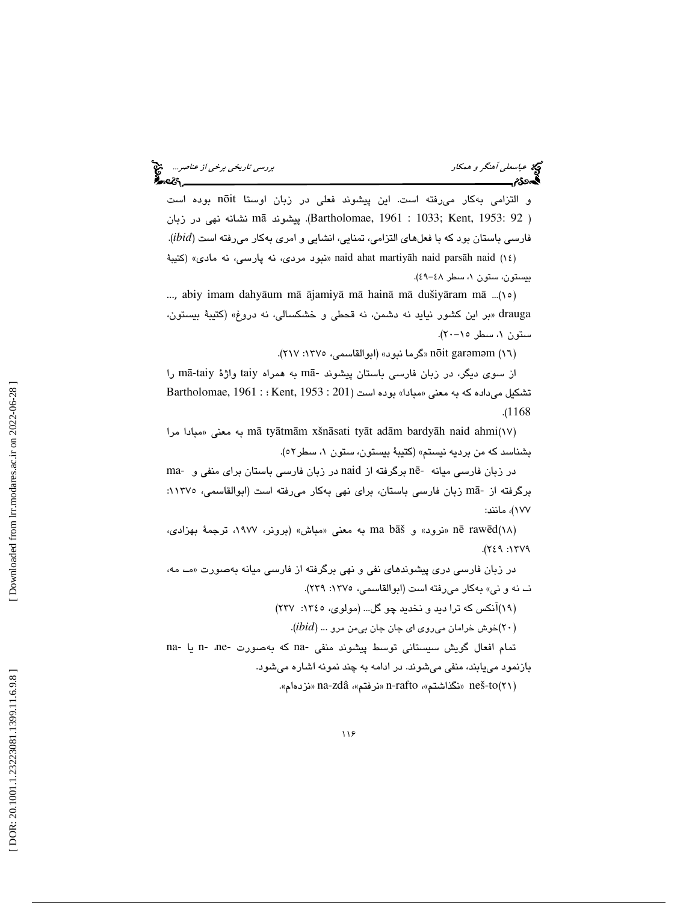و التزامی به‌کار می‌رفته است. این پیشوند فعلی در زبان اوستا nōit بوده است (Bartholomae, 1961 : 1033; Kent, 1953: 92). پیشوند mā نشانه نهی در زبان فارسی باستان بود که با فعل‌های التزامی، تمنایی، انشایی و امری به‌کار می‌رفته است (*ibid*).

(١٤) naid ahat martiyāh naid parsāh naid «نبود مردی، نه پارسی، نه مادی» (کتیبهٔ بیستون، ستون ١، سطر ٤٨-٤٩).

(١٥)... abiy imam dahyāum mā ājamiyā mā hainā mā dušiyāram mā ..., drauga «بر این کشور نیاید نه دشمن، نه قحطی و خشکسالی، نه دروغ» (کتیبهٔ بیستون، ستون ١، سطر ١٥-٢٠).

(١٦) nōit garəməm «گرما نبود» (ابوالقاسمی، ١٣٧٥: ٢١٧).

از سوی دیگر، در زبان فارسی باستان پیشوند -mā به همراه taiy واژهٔ mā-taiy را تشکیل می‌داده که به معنی «مبادا» بوده است (Kent, 1953 : 201 ؛ Bartholomae, 1961 : 1168).

(١٧) mā tyātmām xšnāsati tyāt adām bardyāh naid ahmi به معنی «مبادا مرا بشناسد که من بردیه نیستم» (کتیبهٔ بیستون، ستون ١، سطر٥٢).

در زبان فارسی میانه -nē برگرفته از naid در زبان فارسی باستان برای منفی و -ma برگرفته از -mā زبان فارسی باستان، برای نهی به‌کار می‌رفته است (ابوالقاسمی، ١٣٧٥: ١١٧٧)، مانند:

(١٨) nē rawēd «نرود» و ma bāš به معنی «مباش» (برونر، ١٩٧٧، ترجمهٔ بهزادی، ١٣٧٩: ٢٤٩).

در زبان فارسی دری پیشوندهای نفی و نهی برگرفته از فارسی میانه به‌صورت «مـ مه، نـ نه و نی» به‌کار می‌رفته است (ابوالقاسمی، ١٣٧٥: ٢٣٩).

(١٩)آنکس که ترا دید و نخدید چو گل... (مولوی، ١٣٤٥: ٢٣٧)

(٢٠)خوش خرامان می‌روی ای جان جان بی‌من مرو ... (*ibid*).

تمام افعال گویش سیستانی توسط پیشوند منفی -na که به‌صورت -ne، -n یا -na بازنمود می‌یابند، منفی می‌شوند. در ادامه به چند نمونه اشاره می‌شود.

(٢١) neš-to «نگذاشتم»، n-rafto «نرفتم»، na-zdâ «نزده‌ام».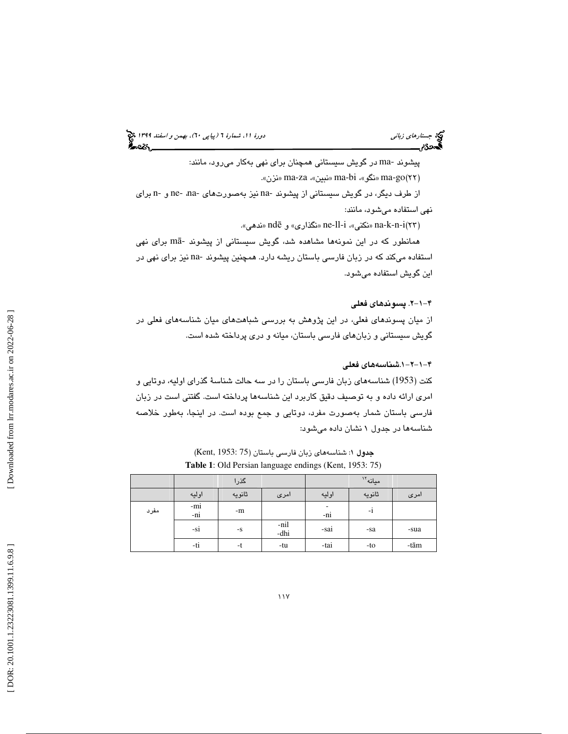پیشوند -ma در گویش سیستانی همچنان برای نهی به‌کار می‌رود، مانند:

(۲۲)ma-go «نگو»، ma-bi «نبین»، ma-za «نزن».

از طرف دیگر، در گویش سیستانی از پیشوند -na نیز به‌صورت‌های -na، -ne و -n برای نهی استفاده می‌شود، مانند:

(۲۳)na-k-n-i «نکنی»، ne-ll-i «نگذاری» و ndē «ندهی».

همانطور که در این نمونه‌ها مشاهده شد، گویش سیستانی از پیشوند -mā برای نهی استفاده می‌کند که در زبان فارسی باستان ریشه دارد. همچنین پیشوند -na نیز برای نهی در این گویش استفاده می‌شود.

### ۴-۱-۲. پسوندهای فعلی

از میان پسوندهای فعلی، در این پژوهش به بررسی شباهت‌های میان شناسه‌های فعلی در گویش سیستانی و زبان‌های فارسی باستان، میانه و دری پرداخته شده است.

#### ۴-۱-۲-۱.شناسه‌های فعلی

کنت (1953) شناسه‌های زبان فارسی باستان را در سه حالت شناسهٔ گذرای اولیه، دوتایی و امری ارائه داده و به توصیف دقیق کاربرد این شناسه‌ها پرداخته است. گفتنی است در زبان فارسی باستان شمار به‌صورت مفرد، دوتایی و جمع بوده است. در اینجا، به‌طور خلاصه شناسه‌ها در جدول ۱ نشان داده می‌شود:

**جدول ۱**: شناسه‌های زبان فارسی باستان (Kent, 1953: 75)

**Table 1**: Old Persian language endings (Kent, 1953: 75)

| | گذرا | | | میانه[۱۲] | | |
|---|---|---|---|---|---|---|
| | اولیه | ثانویه | امری | اولیه | ثانویه | امری |
| مفرد | -mi<br>-ni | -m | | -<br>-ni | -i | |
| | -si | -s | -nil<br>-dhi | -sai | -sa | -sua |
| | -ti | -t | -tu | -tai | -to | -tām |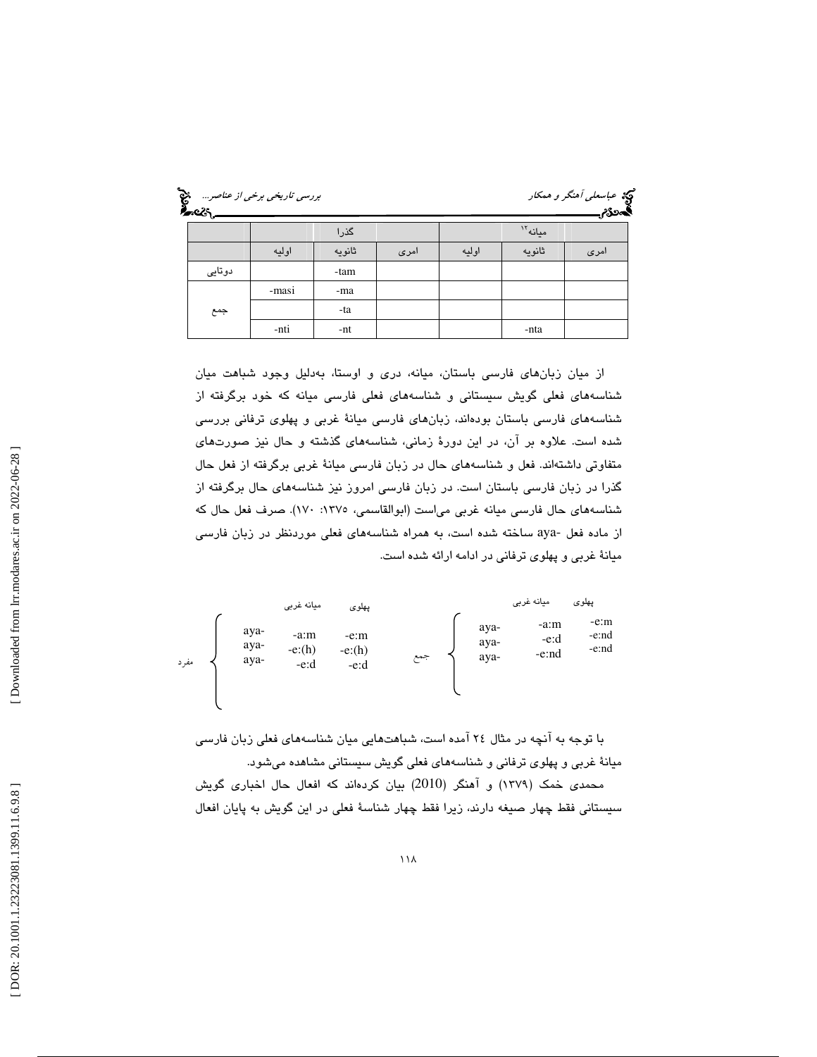| | گذرا | | | میانه[12] | | |
|---|---|---|---|---|---|---|
| | اولیه | ثانویه | امری | اولیه | ثانویه | امری |
| دوتایی | | -tam | | | | |
| جمع | -masi | -ma | | | | |
| | | -ta | | | | |
| | -nti | -nt | | | -nta | |

از میان زبان‌های فارسی باستان، میانه، دری و اوستا، به‌دلیل وجود شباهت میان شناسه‌های فعلی گویش سیستانی و شناسه‌های فعلی فارسی میانه که خود برگرفته از شناسه‌های فارسی باستان بوده‌اند، زبان‌های فارسی میانهٔ غربی و پهلوی ترفانی بررسی شده است. علاوه بر آن، در این دورهٔ زمانی، شناسه‌های گذشته و حال نیز صورت‌های متفاوتی داشته‌اند. فعل و شناسه‌های حال در زبان فارسی میانهٔ غربی برگرفته از فعل حال گذرا در زبان فارسی باستان است. در زبان فارسی امروز نیز شناسه‌های حال برگرفته از شناسه‌های حال فارسی میانه غربی می‌است (ابوالقاسمی، ۱۳۷۵: ۱۷۰). صرف فعل حال که از ماده فعل -aya ساخته شده است، به همراه شناسه‌های فعلی موردنظر در زبان فارسی میانهٔ غربی و پهلوی ترفانی در ادامه ارائه شده است.

| | | میانه غربی | پهلوی |
|---|---|---|---|
| مفرد | aya- | -a:m | -e:m |
| | aya- | -e:(h) | -e:(h) |
| | aya- | -e:d | -e:d |
| جمع | aya- | -a:m | -e:m |
| | aya- | -e:d | -e:nd |
| | aya- | -e:nd | -e:nd |

با توجه به آنچه در مثال ۲۴ آمده است، شباهت‌هایی میان شناسه‌های فعلی زبان فارسی میانهٔ غربی و پهلوی ترفانی و شناسه‌های فعلی گویش سیستانی مشاهده می‌شود.

محمدی خمک (۱۳۷۹) و آهنگر (2010) بیان کرده‌اند که افعال حال اخباری گویش سیستانی فقط چهار صیغه دارند، زیرا فقط چهار شناسهٔ فعلی در این گویش به پایان افعال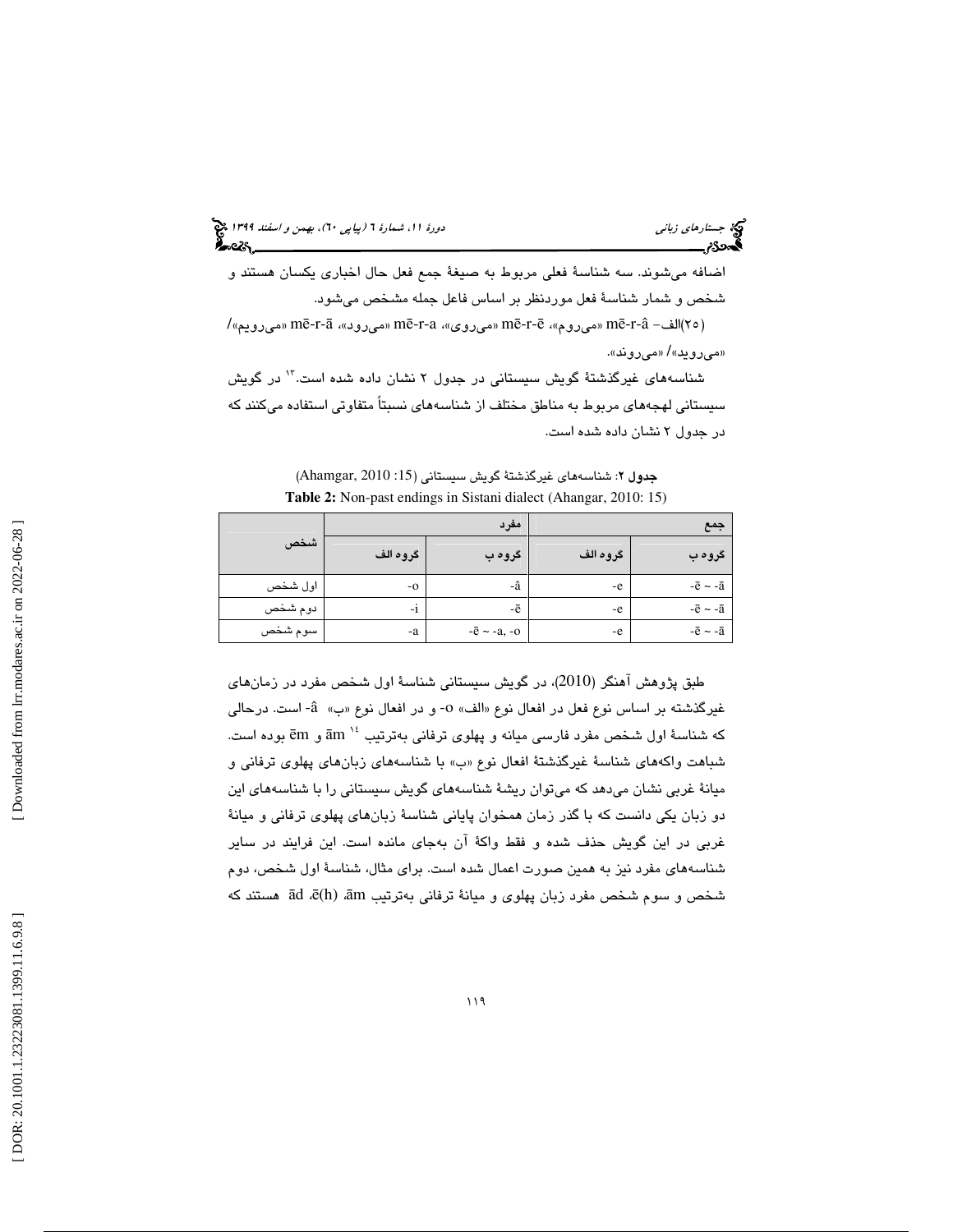اضافه می‌شوند. سه شناسهٔ فعلی مربوط به صیغهٔ جمع فعل حال اخباری یکسان هستند و شخص و شمار شناسهٔ فعل موردنظر بر اساس فاعل جمله مشخص می‌شود.

(۲۵)الف– mē-r-â «می‌روم»، mē-r-ē «می‌روی»، mē-r-a «می‌رود»، mē-r-ā «می‌رویم»/ «می‌روید»/ «می‌روند».

شناسه‌های غیرگذشتهٔ گویش سیستانی در جدول ۲ نشان داده شده است.[13] در گویش سیستانی لهجه‌های مربوط به مناطق مختلف از شناسه‌های نسبتاً متفاوتی استفاده می‌کنند که در جدول ۲ نشان داده شده است.

**جدول ۲**: شناسه‌های غیرگذشتهٔ گویش سیستانی (Ahamgar, 2010 :15)

**Table 2:** Non-past endings in Sistani dialect (Ahangar, 2010: 15)

| شخص | مفرد | | جمع | |
|---|---|---|---|---|
| | گروه الف | گروه ب | گروه الف | گروه ب |
| اول شخص | -o | -â | -e | -ē ~ -ā |
| دوم شخص | -i | -ē | -e | -ē ~ -ā |
| سوم شخص | -a | -ē ~ -a, -o | -e | -ē ~ -ā |

طبق پژوهش آهنگر (2010)، در گویش سیستانی شناسهٔ اول شخص مفرد در زمان‌های غیرگذشته بر اساس نوع فعل در افعال نوع «الف» o- و در افعال نوع «ب» â- است. درحالی که شناسهٔ اول شخص مفرد فارسی میانه و پهلوی ترفانی به‌ترتیب ām [14] و ēm بوده است. شباهت واکه‌های شناسهٔ غیرگذشتهٔ افعال نوع «ب» با شناسه‌های زبان‌های پهلوی ترفانی و میانهٔ غربی نشان می‌دهد که می‌توان ریشهٔ شناسه‌های گویش سیستانی را با شناسه‌های این دو زبان یکی دانست که با گذر زمان همخوان پایانی شناسهٔ زبان‌های پهلوی ترفانی و میانهٔ غربی در این گویش حذف شده و فقط واکهٔ آن به‌جای مانده است. این فرایند در سایر شناسه‌های مفرد نیز به همین صورت اعمال شده است. برای مثال، شناسهٔ اول شخص، دوم شخص و سوم شخص مفرد زبان پهلوی و میانهٔ ترفانی به‌ترتیب ām، ē(h)، ād هستند که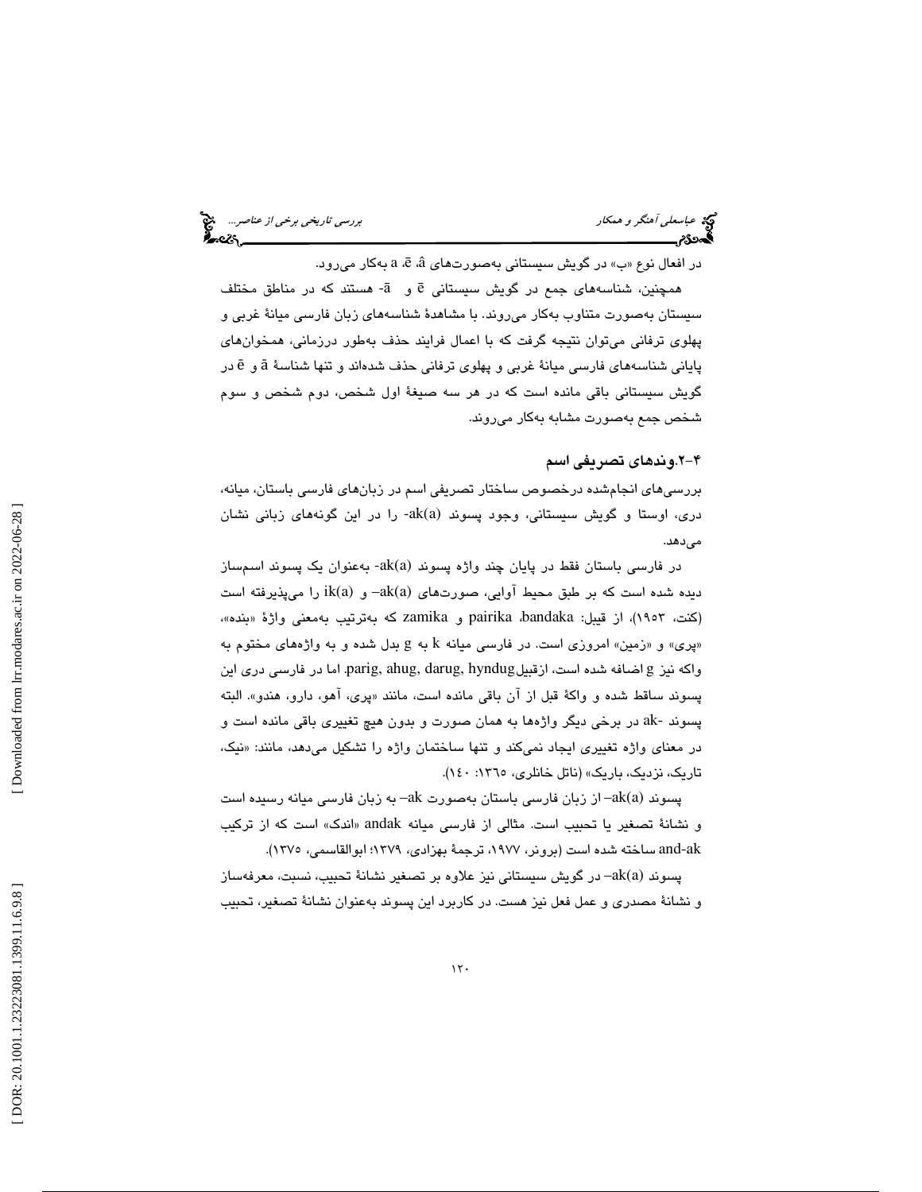در افعال نوع «ب» در گویش سیستانی به‌صورت‌های â، ē، a به‌کار می‌رود.

همچنین، شناسه‌های جمع در گویش سیستانی ē و ā- هستند که در مناطق مختلف سیستان به‌صورت متناوب به‌کار می‌روند. با مشاهدهٔ شناسه‌های زبان فارسی میانهٔ غربی و پهلوی ترفانی می‌توان نتیجه گرفت که با اعمال فرایند حذف به‌طور درزمانی، همخوان‌های پایانی شناسه‌های فارسی میانهٔ غربی و پهلوی ترفانی حذف شده‌اند و تنها شناسهٔ ā و ē در گویش سیستانی باقی مانده است که در هر سه صیغهٔ اول شخص، دوم شخص و سوم شخص جمع به‌صورت مشابه به‌کار می‌روند.

### ۲-۴.وندهای تصریفی اسم

بررسی‌های انجام‌شده درخصوص ساختار تصریفی اسم در زبان‌های فارسی باستان، میانه، دری، اوستا و گویش سیستانی، وجود پسوند ak(a)- را در این گونه‌های زبانی نشان می‌دهد.

در فارسی باستان فقط در پایان چند واژه پسوند ak(a)- به‌عنوان یک پسوند اسم‌ساز دیده شده است که بر طبق محیط آوایی، صورت‌های ak(a)– و ik(a) را می‌پذیرفته است (کنت، ۱۹۵۳)، از قبیل: pairika ،bandaka و zamika که به‌ترتیب به‌معنی واژهٔ «بنده»، «پری» و «زمین» امروزی است. در فارسی میانه k به g بدل شده و به واژه‌های مختوم به واکه نیز g اضافه شده است، ازقبیلparig, ahug, darug, hyndug. اما در فارسی دری این پسوند ساقط شده و واکهٔ قبل از آن باقی مانده است، مانند «پری، آهو، دارو، هندو». البته پسوند ak- در برخی دیگر واژه‌ها به همان صورت و بدون هیچ تغییری باقی مانده است و در معنای واژه تغییری ایجاد نمی‌کند و تنها ساختمان واژه را تشکیل می‌دهد، مانند: «نیک، تاریک، نزدیک، باریک» (ناتل خانلری، ۱۳۶۵: ۱٤۰).

پسوند ak(a)– از زبان فارسی باستان به‌صورت ak– به زبان فارسی میانه رسیده است و نشانهٔ تصغیر یا تحبیب است. مثالی از فارسی میانه andak «اندک» است که از ترکیب and-ak ساخته شده است (برونر، ۱۹۷۷، ترجمهٔ بهزادی، ۱۳۷۹؛ ابوالقاسمی، ۱۳۷۵).

پسوند ak(a)– در گویش سیستانی نیز علاوه بر تصغیر نشانهٔ تحبیب، نسبت، معرفه‌ساز و نشانهٔ مصدری و عمل فعل نیز هست. در کاربرد این پسوند به‌عنوان نشانهٔ تصغیر، تحبیب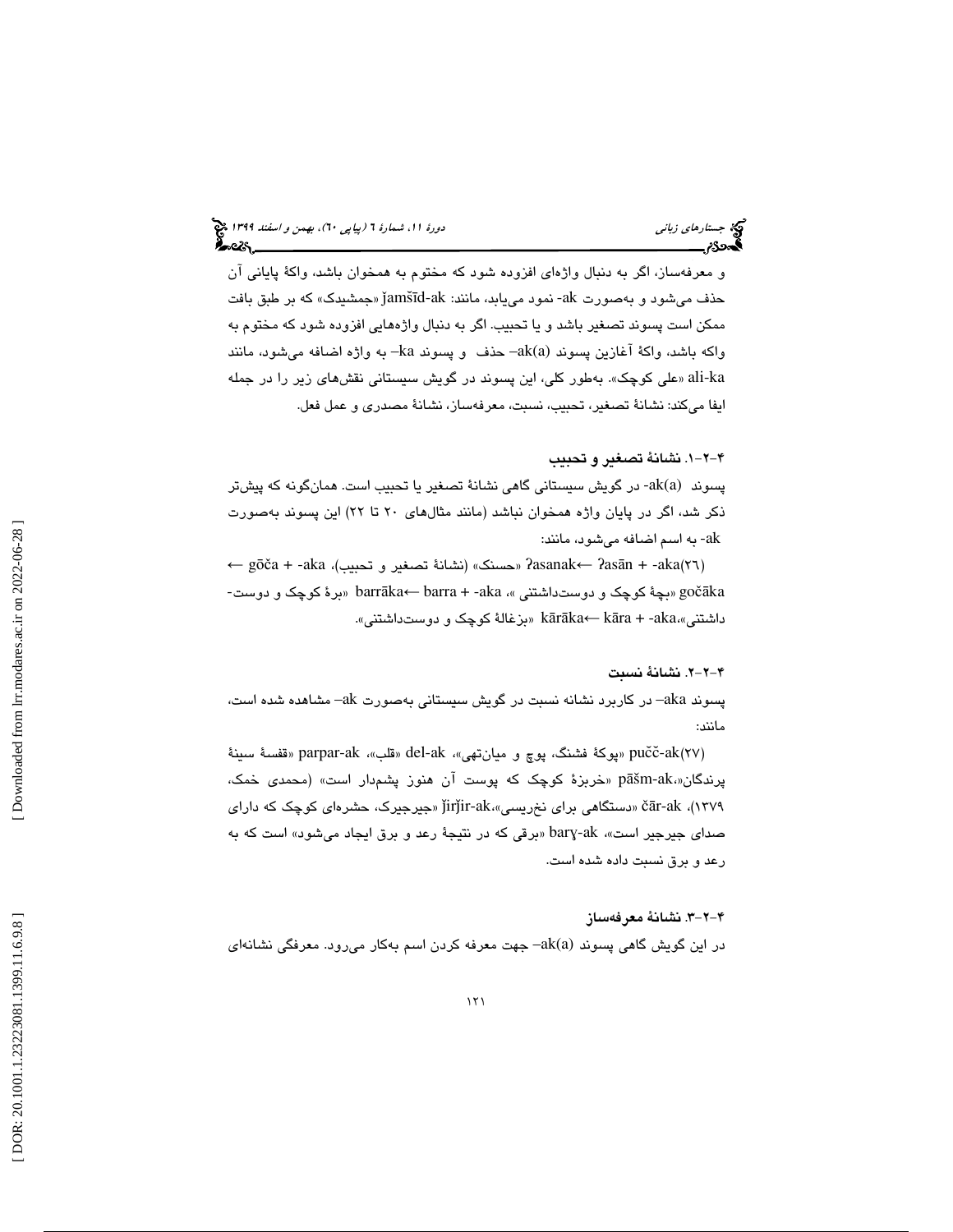و معرفه‌ساز، اگر به دنبال واژه‌ای افزوده شود که مختوم به همخوان باشد، واکهٔ پایانی آن حذف می‌شود و به‌صورت ak- نمود می‌یابد، مانند: ǰamšīd-ak «جمشیدک» که بر طبق بافت ممکن است پسوند تصغیر باشد و یا تحبیب. اگر به دنبال واژه‌هایی افزوده شود که مختوم به واکه باشد، واکهٔ آغازین پسوند ak(a)– حذف و پسوند ka– به واژه اضافه می‌شود، مانند ali-ka «علی کوچک». به‌طور کلی، این پسوند در گویش سیستانی نقش‌های زیر را در جمله ایفا می‌کند: نشانهٔ تصغیر، تحبیب، نسبت، معرفه‌ساز، نشانهٔ مصدری و عمل فعل.

### ۴-۲-۱. نشانهٔ تصغیر و تحبیب

پسوند ak(a)- در گویش سیستانی گاهی نشانهٔ تصغیر یا تحبیب است. همان‌گونه که پیش‌تر ذکر شد، اگر در پایان واژه همخوان نباشد (مانند مثال‌های ۲۰ تا ۲۲) این پسوند به‌صورت ak- به اسم اضافه می‌شود، مانند:

(۲۶) ʔasanak← ʔasān + -aka «حسنک» (نشانهٔ تصغیر و تحبیب)، gōča + -aka → gočāka «بچهٔ کوچک و دوست‌داشتنی »، barrāka← barra + -aka «برهٔ کوچک و دوست‌داشتنی»، kārāka← kāra + -aka «بزغالهٔ کوچک و دوست‌داشتنی».

### ۴-۲-۲. نشانهٔ نسبت

پسوند aka– در کاربرد نشانه نسبت در گویش سیستانی به‌صورت ak– مشاهده شده است، مانند:

(۲۷) pučč-ak «پوکهٔ فشنگ، پوچ و میان‌تهی»، del-ak «قلب»، parpar-ak «قفسهٔ سینهٔ پرندگان»، pāšm-ak «خربزهٔ کوچک که پوست آن هنوز پشم‌دار است» (محمدی خمک، ۱۳۷۹)، čār-ak «دستگاهی برای نخ‌ریسی»، ǰirǰir-ak «جیرجیرک، حشره‌ای کوچک که دارای صدای جیرجیر است»، barɣ-ak «برقی که در نتیجهٔ رعد و برق ایجاد می‌شود» است که به رعد و برق نسبت داده شده است.

### ۴-۲-۳. نشانهٔ معرفه‌ساز

در این گویش گاهی پسوند ak(a)– جهت معرفه کردن اسم به‌کار می‌رود. معرفگی نشانه‌ای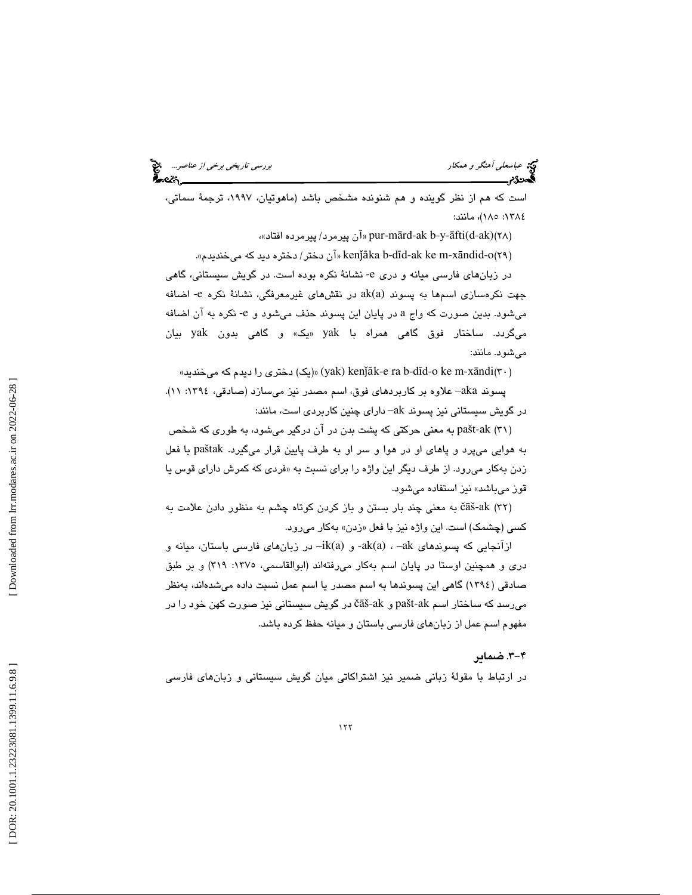است که هم از نظر گوینده و هم شنونده مشخص باشد (ماهوتیان، ۱۹۹۷، ترجمهٔ سماتی، ۱۳۸٤: ۱۸۵)، مانند:

(۲۸)pur-mārd-ak b-y-āfti(d-ak) «آن پیرمرد/ پیرمرده افتاد»،

(۲۹)kenǰāka b-dīd-ak ke m-xāndid-o «آن دختر/ دختره دید که می‌خندیدم».

در زبان‌های فارسی میانه و دری e- نشانهٔ نکره بوده است. در گویش سیستانی، گاهی جهت نکره‌سازی اسم‌ها به پسوند ak(a) در نقش‌های غیرمعرفگی، نشانهٔ نکره e- اضافه می‌شود. بدین صورت که واج a در پایان این پسوند حذف می‌شود و e- نکره به آن اضافه می‌گردد. ساختار فوق گاهی همراه با yak «یک» و گاهی بدون yak بیان می‌شود. مانند:

(۳۰)(yak) kenǰāk-e ra b-dīd-o ke m-xāndi «(یک) دختری را دیدم که می‌خندید»

پسوند aka– علاوه بر کاربردهای فوق، اسم مصدر نیز می‌سازد (صادقی، ۱۳۹٤: ۱۱). در گویش سیستانی نیز پسوند ak– دارای چنین کاربردی است، مانند:

(۳۱) pašt-ak به معنی حرکتی که پشت بدن در آن درگیر می‌شود، به طوری که شخص به هوایی می‌پرد و پاهای او در هوا و سر او به طرف پایین قرار می‌گیرد. paštak با فعل زدن به‌کار می‌رود. از طرف دیگر این واژه را برای نسبت به «فردی که کمرش دارای قوس یا قوز می‌باشد» نیز استفاده می‌شود.

(۳۲) čāš-ak به معنی چند بار بستن و باز کردن کوتاه چشم به منظور دادن علامت به کسی (چشمک) است. این واژه نیز با فعل «زدن» به‌کار می‌رود.

ازآنجایی که پسوندهای ak– ، ak(a)- و ik(a)– در زبان‌های فارسی باستان، میانه و دری و همچنین اوستا در پایان اسم به‌کار می‌رفته‌اند (ابوالقاسمی، ۱۳۷۵: ۳۱۹) و بر طبق صادقی (۱۳۹٤) گاهی این پسوندها به اسم مصدر یا اسم عمل نسبت داده می‌شده‌اند، به‌نظر می‌رسد که ساختار اسم pašt-ak و čāš-ak در گویش سیستانی نیز صورت کهن خود را در مفهوم اسم عمل از زبان‌های فارسی باستان و میانه حفظ کرده باشد.

### ۴-۳. ضمایر

در ارتباط با مقولهٔ زبانی ضمیر نیز اشتراکاتی میان گویش سیستانی و زبان‌های فارسی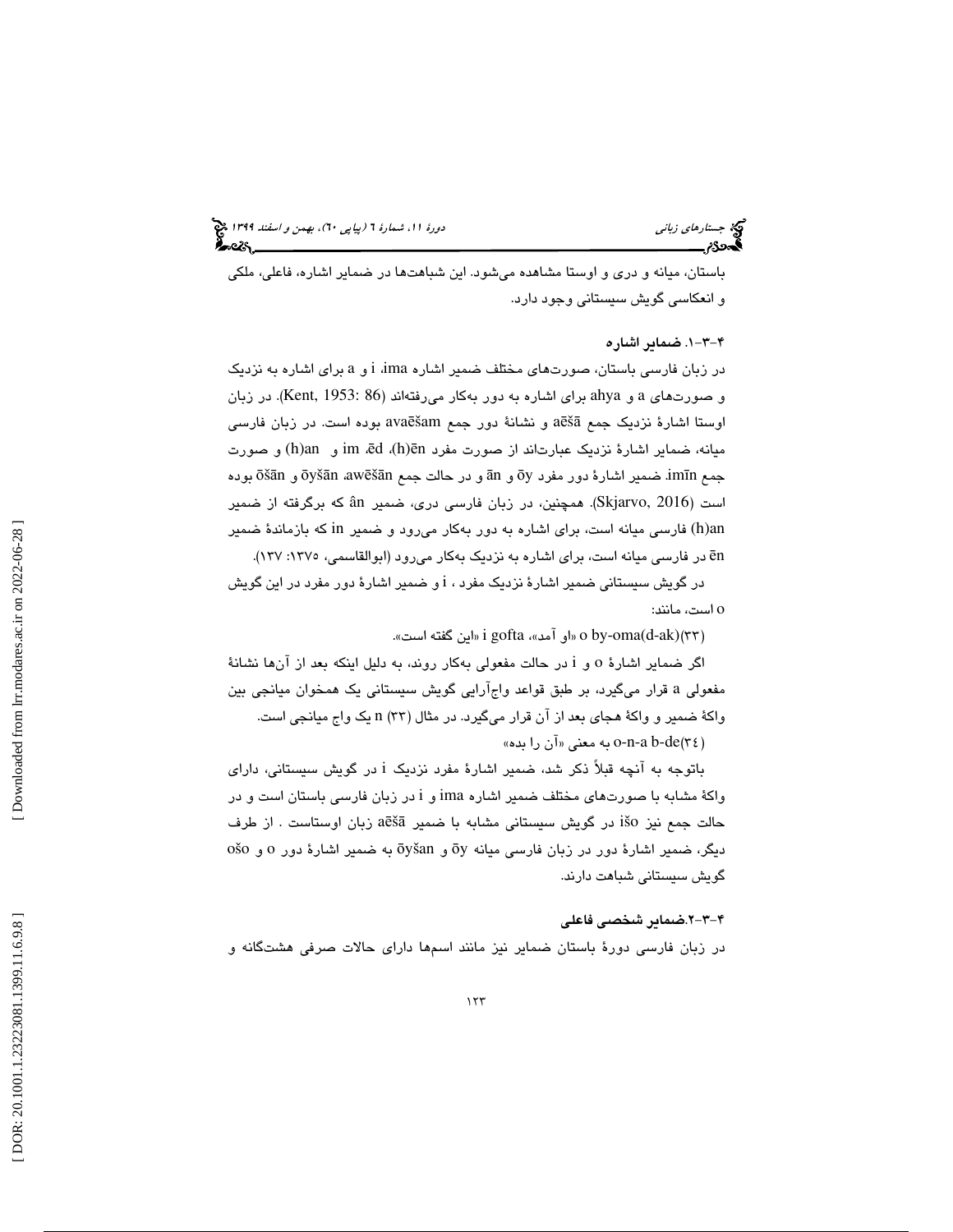باستان، میانه و دری و اوستا مشاهده می‌شود. این شباهت‌ها در ضمایر اشاره، فاعلی، ملکی و انعکاسی گویش سیستانی وجود دارد.

### ۴-۳-۱. ضمایر اشاره

در زبان فارسی باستان، صورت‌های مختلف ضمیر اشاره ima، i و a برای اشاره به نزدیک و صورت‌های a و ahya برای اشاره به دور به‌کار می‌رفته‌اند (Kent, 1953: 86). در زبان اوستا اشارهٔ نزدیک جمع aēšā و نشانهٔ دور جمع avaēšam بوده است. در زبان فارسی میانه، ضمایر اشارهٔ نزدیک عبارت‌اند از صورت مفرد (h)ēn، ēd، im و (h)an و صورت جمع imīn. ضمیر اشارهٔ دور مفرد ōy و ān و در حالت جمع awēšān، ōyšān و ōšān بوده است (Skjarvo, 2016). همچنین، در زبان فارسی دری، ضمیر ân که برگرفته از ضمیر (h)an فارسی میانه است، برای اشاره به دور به‌کار می‌رود و ضمیر in که بازماندهٔ ضمیر ēn در فارسی میانه است، برای اشاره به نزدیک به‌کار می‌رود (ابوالقاسمی، ۱۳۷۵: ۱۳۷).

در گویش سیستانی ضمیر اشارهٔ نزدیک مفرد ، i و ضمیر اشارهٔ دور مفرد در این گویش o است، مانند:

(۳۳)o by-oma(d-ak) «او آمد»، i gofta «این گفته است».

اگر ضمایر اشارهٔ o و i در حالت مفعولی به‌کار روند، به دلیل اینکه بعد از آن‌ها نشانهٔ مفعولی a قرار می‌گیرد، بر طبق قواعد واج‌آرایی گویش سیستانی یک همخوان میانجی بین واکهٔ ضمیر و واکهٔ هجای بعد از آن قرار می‌گیرد. در مثال (۳۳) n یک واج میانجی است.

(۳٤)o-n-a b-de به معنی «آن را بده»

باتوجه به آنچه قبلاً ذکر شد، ضمیر اشارهٔ مفرد نزدیک i در گویش سیستانی، دارای واکهٔ مشابه با صورت‌های مختلف ضمیر اشاره ima و i در زبان فارسی باستان است و در حالت جمع نیز išo در گویش سیستانی مشابه با ضمیر aēšā زبان اوستاست . از طرف دیگر، ضمیر اشارهٔ دور در زبان فارسی میانه ōy و ōyšan به ضمیر اشارهٔ دور o و ošo گویش سیستانی شباهت دارند.

### ۴-۳-۲.ضمایر شخصی فاعلی

در زبان فارسی دورهٔ باستان ضمایر نیز مانند اسم‌ها دارای حالات صرفی هشت‌گانه و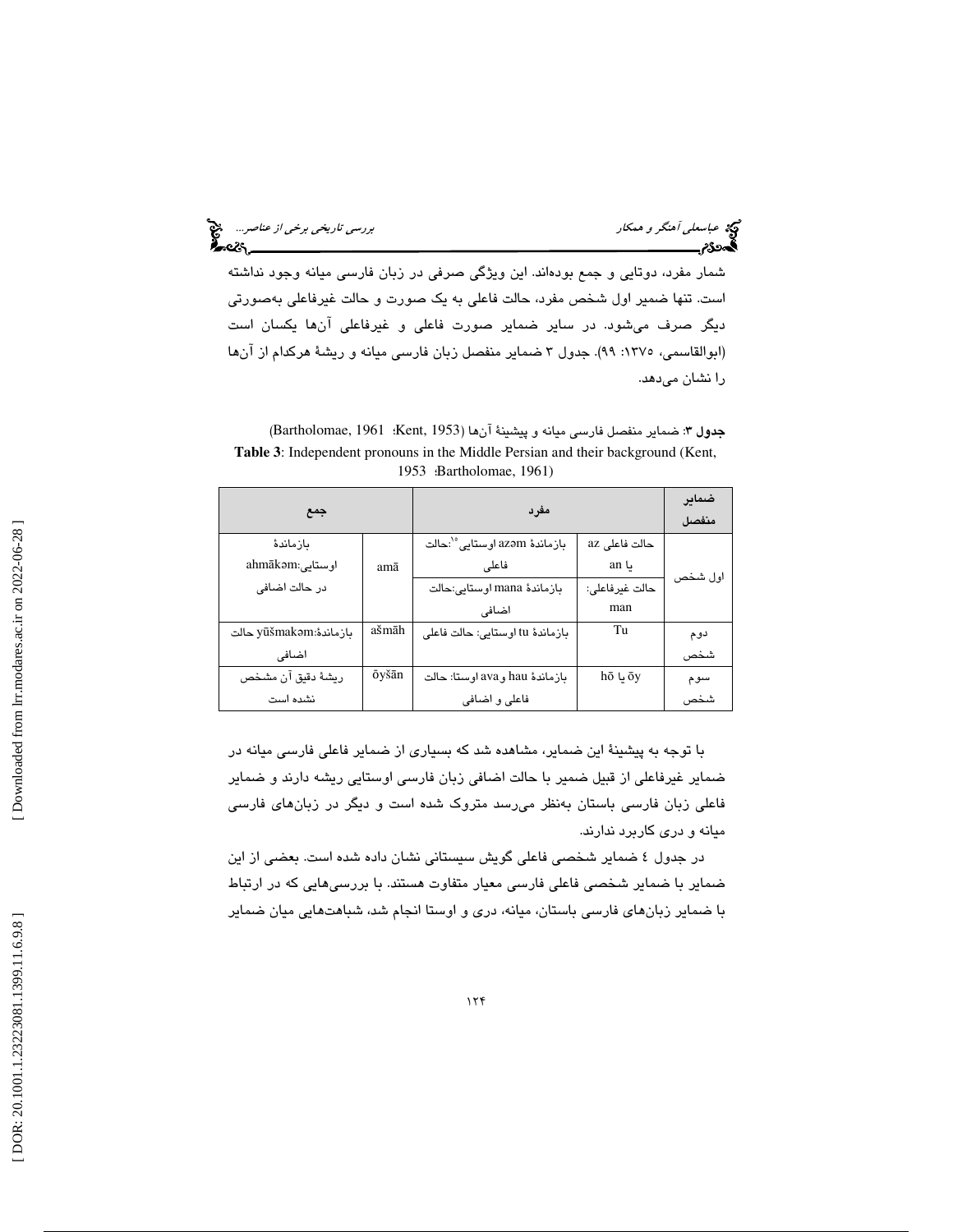شمار مفرد، دوتایی و جمع بوده‌اند. این ویژگی صرفی در زبان فارسی میانه وجود نداشته است. تنها ضمیر اول شخص مفرد، حالت فاعلی به یک صورت و حالت غیرفاعلی به‌صورتی دیگر صرف می‌شود. در سایر ضمایر صورت فاعلی و غیرفاعلی آن‌ها یکسان است (ابوالقاسمی، ۱۳۷۵: ۹۹). جدول ۳ ضمایر منفصل زبان فارسی میانه و ریشهٔ هرکدام از آن‌ها را نشان می‌دهد.

**جدول ۳**: ضمایر منفصل فارسی میانه و پیشینهٔ آن‌ها (Bartholomae, 1961 ؛Kent, 1953)

**Table 3**: Independent pronouns in the Middle Persian and their background (Kent, 1953 ؛Bartholomae, 1961)

| ضمایر منفصل | مفرد | | جمع | |
|---|---|---|---|---|
| اول شخص | حالت فاعلی az یا an | بازماندهٔ azəm اوستایی[15]:حالت فاعلی | amā | بازماندهٔ اوستایی:ahmākəm در حالت اضافی |
| | حالت غیرفاعلی: man | بازماندهٔ mana اوستایی:حالت اضافی | | |
| دوم شخص | Tu | بازماندهٔ tu اوستایی: حالت فاعلی | ašmāh | بازماندهٔ:yūšmakəm حالت اضافی |
| سوم شخص | hō یا ōy | بازماندهٔ hau وava اوستا: حالت فاعلی و اضافی | ōyšān | ریشهٔ دقیق آن مشخص نشده است |

با توجه به پیشینهٔ این ضمایر، مشاهده شد که بسیاری از ضمایر فاعلی فارسی میانه در ضمایر غیرفاعلی از قبیل ضمیر با حالت اضافی زبان فارسی اوستایی ریشه دارند و ضمایر فاعلی زبان فارسی باستان به‌نظر می‌رسد متروک شده است و دیگر در زبان‌های فارسی میانه و دری کاربرد ندارند.

در جدول ٤ ضمایر شخصی فاعلی گویش سیستانی نشان داده شده است. بعضی از این ضمایر با ضمایر شخصی فاعلی فارسی معیار متفاوت هستند. با بررسی‌هایی که در ارتباط با ضمایر زبان‌های فارسی باستان، میانه، دری و اوستا انجام شد، شباهت‌هایی میان ضمایر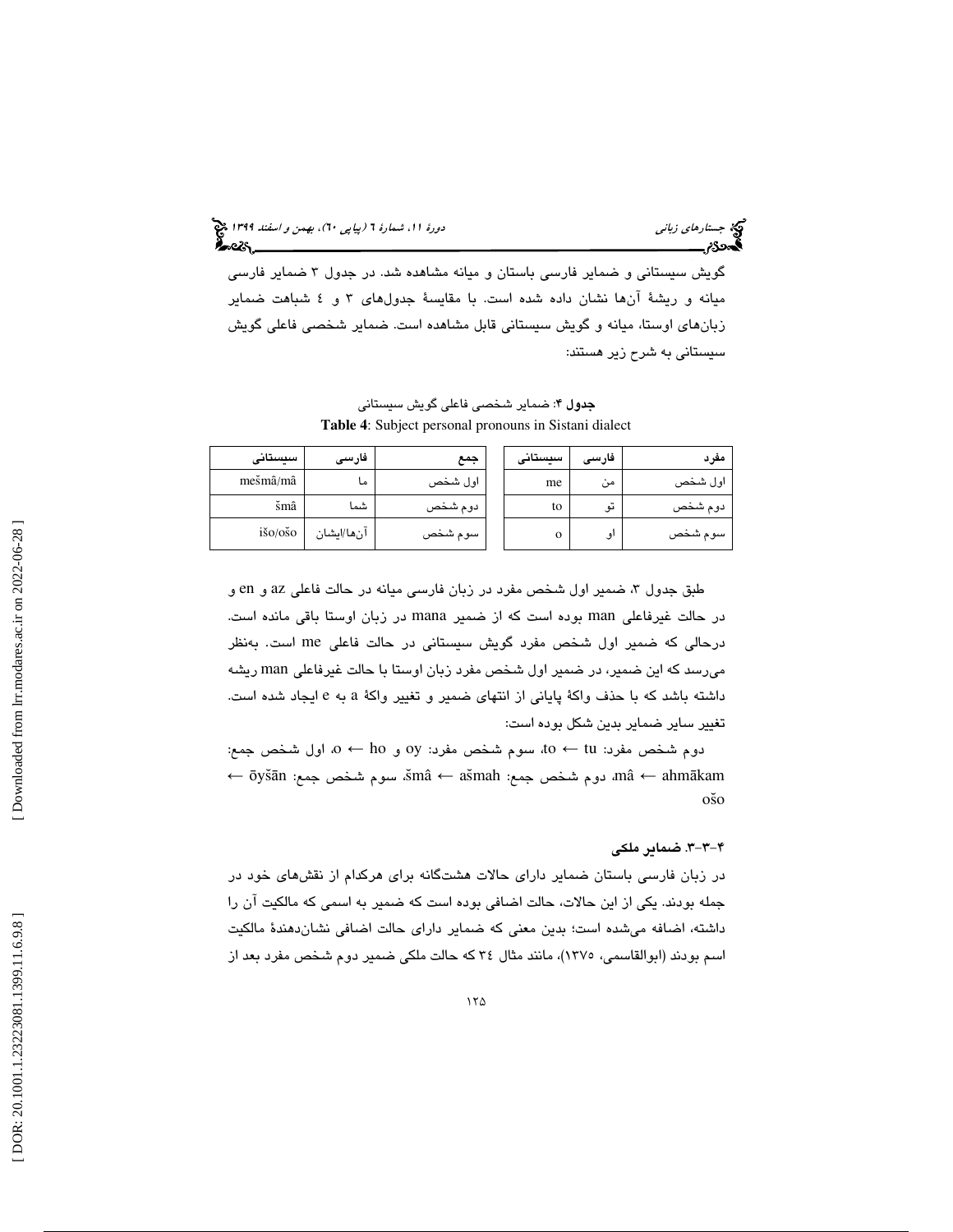گویش سیستانی و ضمایر فارسی باستان و میانه مشاهده شد. در جدول ۳ ضمایر فارسی میانه و ریشهٔ آن‌ها نشان داده شده است. با مقایسهٔ جدول‌های ۳ و ٤ شباهت ضمایر زبان‌های اوستا، میانه و گویش سیستانی قابل مشاهده است. ضمایر شخصی فاعلی گویش سیستانی به شرح زیر هستند:

**جدول ۴**: ضمایر شخصی فاعلی گویش سیستانی

**Table 4**: Subject personal pronouns in Sistani dialect

| مفرد | فارسی | سیستانی | جمع | فارسی | سیستانی |
|---|---|---|---|---|---|
| اول شخص | من | me | اول شخص | ما | mešmâ/mâ |
| دوم شخص | تو | to | دوم شخص | شما | šmâ |
| سوم شخص | او | o | سوم شخص | آن‌ها/ایشان | išo/ošo |

طبق جدول ۳، ضمیر اول شخص مفرد در زبان فارسی میانه در حالت فاعلی az و en و در حالت غیرفاعلی man بوده است که از ضمیر mana در زبان اوستا باقی مانده است. درحالی که ضمیر اول شخص مفرد گویش سیستانی در حالت فاعلی me است. به‌نظر می‌رسد که این ضمیر، در ضمیر اول شخص مفرد زبان اوستا با حالت غیرفاعلی man ریشه داشته باشد که با حذف واکهٔ پایانی از انتهای ضمیر و تغییر واکهٔ a به e ایجاد شده است. تغییر سایر ضمایر بدین شکل بوده است:

دوم شخص مفرد: to ← tu، سوم شخص مفرد: oy و o ← ho، اول شخص جمع: mâ ← ahmākam، دوم شخص جمع: šmâ ← ašmah، سوم شخص جمع: ōyšān ← ošo

### ۴-۳-۳. ضمایر ملکی

در زبان فارسی باستان ضمایر دارای حالات هشت‌گانه برای هرکدام از نقش‌های خود در جمله بودند. یکی از این حالات، حالت اضافی بوده است که ضمیر به اسمی که مالکیت آن را داشته، اضافه می‌شده است؛ بدین معنی که ضمایر دارای حالت اضافی نشان‌دهندهٔ مالکیت اسم بودند (ابوالقاسمی، ۱۳۷۵)، مانند مثال ۳٤ که حالت ملکی ضمیر دوم شخص مفرد بعد از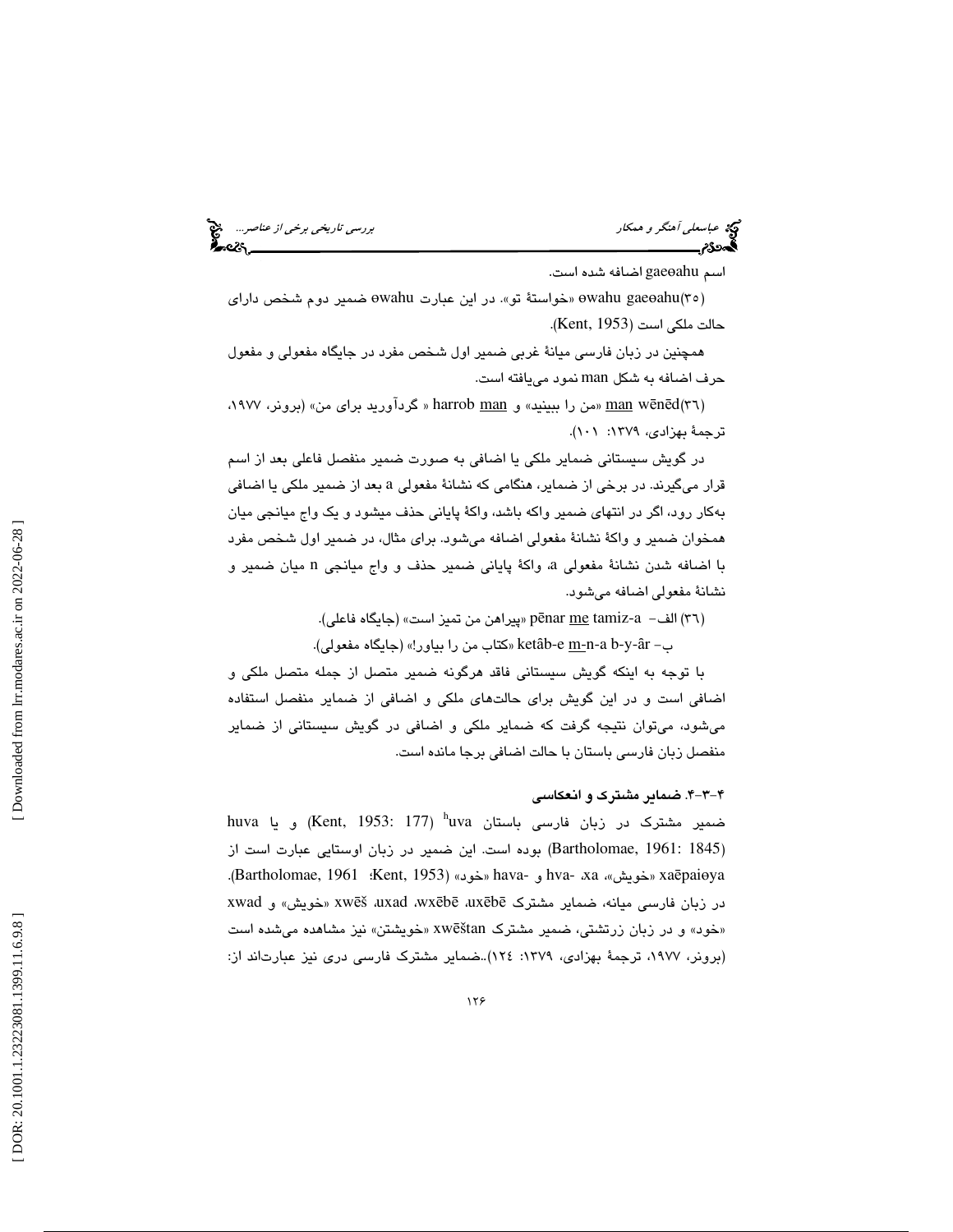اسم gaeθahu اضافه شده است.

(۳۵)θwahu gaeθahu «خواستهٔ تو». در این عبارت θwahu ضمیر دوم شخص دارای حالت ملکی است (Kent, 1953).

همچنین در زبان فارسی میانهٔ غربی ضمیر اول شخص مفرد در جایگاه مفعولی و مفعول حرف اضافه به شکل man نمود می‌یافته است.

(۳٦)<u>man</u> wēnēd «من را ببینید» و harrob <u>man</u> « گردآورید برای من» (برونر، ۱۹۷۷، ترجمهٔ بهزادی، ۱۳۷۹: ۱۰۱).

در گویش سیستانی ضمایر ملکی یا اضافی به صورت ضمیر منفصل فاعلی بعد از اسم قرار می‌گیرند. در برخی از ضمایر، هنگامی که نشانهٔ مفعولی a بعد از ضمیر ملکی یا اضافی به‌کار رود، اگر در انتهای ضمیر واکه باشد، واکهٔ پایانی حذف می‌شود و یک واج میانجی میان همخوان ضمیر و واکهٔ نشانهٔ مفعولی اضافه می‌شود. برای مثال، در ضمیر اول شخص مفرد با اضافه شدن نشانهٔ مفعولی a، واکهٔ پایانی ضمیر حذف و واج میانجی n میان ضمیر و نشانهٔ مفعولی اضافه می‌شود.

(۳٦) الف– pēnar <u>me</u> tamiz-a «پیراهن من تمیز است» (جایگاه فاعلی).

ب– ketâb-e <u>m-</u>n-a b-y-âr «کتاب من را بیاور!» (جایگاه مفعولی).

با توجه به اینکه گویش سیستانی فاقد هرگونه ضمیر متصل از جمله متصل ملکی و اضافی است و در این گویش برای حالت‌های ملکی و اضافی از ضمایر منفصل استفاده می‌شود، می‌توان نتیجه گرفت که ضمایر ملکی و اضافی در گویش سیستانی از ضمایر منفصل زبان فارسی باستان با حالت اضافی برجا مانده است.

#### ۴-۳-۳. ضمایر مشترک و انعکاسی

ضمیر مشترک در زبان فارسی باستان $^{h}$uva (Kent, 1953: 177) و یا huva (Bartholomae, 1961: 1845) بوده است. این ضمیر در زبان اوستایی عبارت است از xaēpaiθya «خویش»، xa ،hva- و hava- «خود» (Kent, 1953؛ Bartholomae, 1961). در زبان فارسی میانه، ضمایر مشترک uxēbē ،wxēbē ،uxad ،xwēš «خویش» و xwad «خود» و در زبان زرتشتی، ضمیر مشترک xwēštan «خویشتن» نیز مشاهده می‌شده است (برونر، ۱۹۷۷، ترجمهٔ بهزادی، ۱۳۷۹: ۱۲٤)..ضمایر مشترک فارسی دری نیز عبارت‌اند از: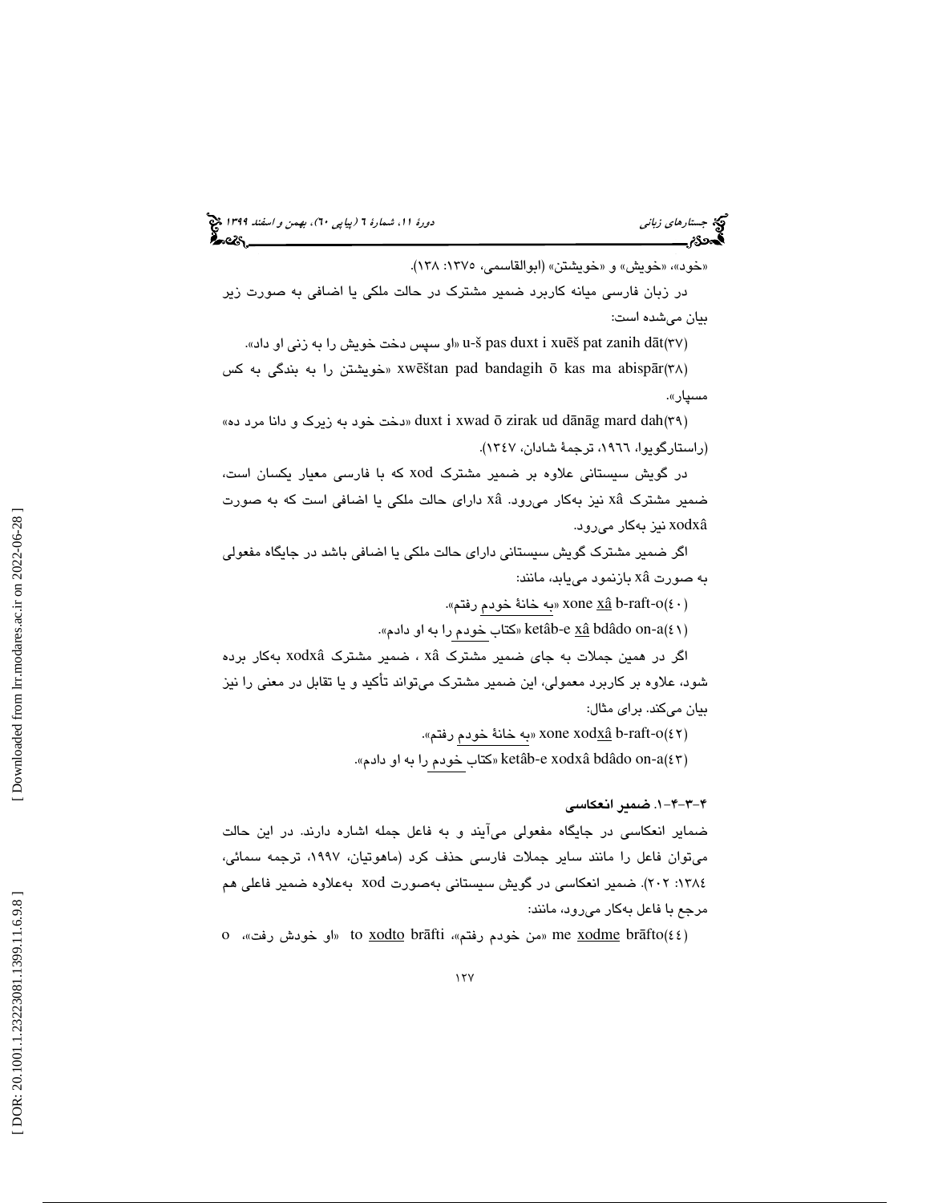«خود»، «خویش» و «خویشتن» (ابوالقاسمی، ۱۳۷۵: ۱۳۸).

در زبان فارسی میانه کاربرد ضمیر مشترک در حالت ملکی یا اضافی به صورت زیر بیان می‌شده است:

(۳۷) u-š pas duxt i xuēš pat zanih dāt «او سپس دخت خویش را به زنی او داد».

(۳۸) xwēštan pad bandagih ō kas ma abispār «خویشتن را به بندگی به کس مسپار».

(۳۹) duxt i xwad ō zirak ud dānāg mard dah «دخت خود به زیرک و دانا مرد ده» (راستارگویوا، ۱۹۶۶، ترجمهٔ شادان، ۱۳۴۷).

در گویش سیستانی علاوه بر ضمیر مشترک xod که با فارسی معیار یکسان است، ضمیر مشترک xâ نیز به‌کار می‌رود. xâ دارای حالت ملکی یا اضافی است که به صورت xodxâ نیز به‌کار می‌رود.

اگر ضمیر مشترک گویش سیستانی دارای حالت ملکی یا اضافی باشد در جایگاه مفعولی به صورت xâ بازنمود می‌یابد، مانند:

(۴۰) xone xâ b-raft-o «به خانهٔ خودم رفتم».

(۴۱) ketâb-e xâ bdâdo on-a «کتاب خودم را به او دادم».

اگر در همین جملات به جای ضمیر مشترک xâ ، ضمیر مشترک xodxâ به‌کار برده شود، علاوه بر کاربرد معمولی، این ضمیر مشترک می‌تواند تأکید و یا تقابل در معنی را نیز بیان می‌کند. برای مثال:

(۴۲) xone xodxâ b-raft-o «به خانهٔ خودم رفتم».

(۴۳) ketâb-e xodxâ bdâdo on-a «کتاب خودم را به او دادم».

#### ۴-۳-۴-۱. ضمیر انعکاسی

ضمایر انعکاسی در جایگاه مفعولی می‌آیند و به فاعل جمله اشاره دارند. در این حالت می‌توان فاعل را مانند سایر جملات فارسی حذف کرد (ماهوتیان، ۱۹۹۷، ترجمه سمائی، ۱۳۸۴: ۲۰۲). ضمیر انعکاسی در گویش سیستانی به‌صورت xod به‌علاوه ضمیر فاعلی هم مرجع با فاعل به‌کار می‌رود، مانند:

(۴۴) me xodme brāfto «من خودم رفتم»، to xodto brāfti «او خودش رفت»، o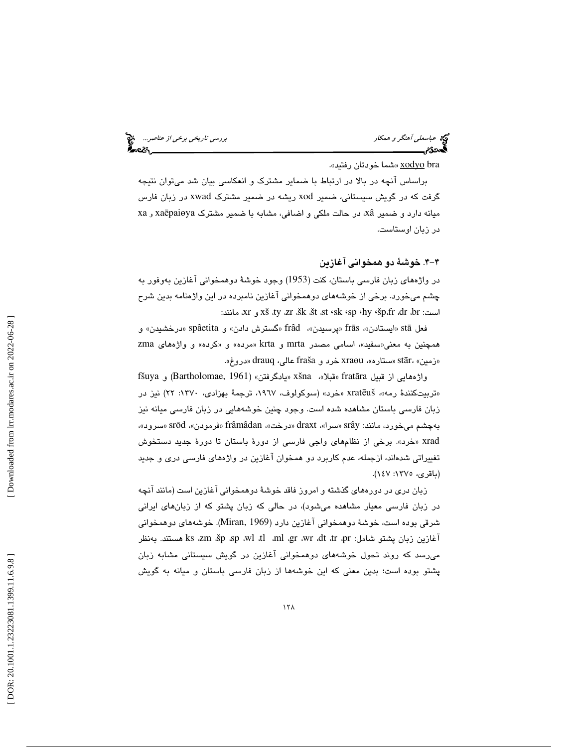xodyo bra «شما خودتان رفتید».

براساس آنچه در بالا در ارتباط با ضمایر مشترک و انعکاسی بیان شد می‌توان نتیجه گرفت که در گویش سیستانی، ضمیر xod ریشه در ضمیر مشترک xwad در زبان فارس میانه دارد و ضمیر xâ، در حالت ملکی و اضافی، مشابه با ضمیر مشترک xaēpaiθya و xa در زبان اوستاست.

## ۴-۴. خوشۀ دو همخوانی آغازین

در واژه‌های زبان فارسی باستان، کنت (1953) وجود خوشۀ دوهمخوانی آغازین به‌وفور به چشم می‌خورد. برخی از خوشه‌های دوهمخوانی آغازین نامبرده در این واژه‌نامه بدین شرح است: br، dr، fr، šp، hy، sp، sk، st، št، šk، zr، ty، xš و xr، مانند:

فعل stā «ایستادن»، frās «پرسیدن»، frâd «گسترش دادن» و spâetita «درخشیدن» و همچنین به معنی«سفید»، اسامی مصدر mrta و krta «مرده» و «کرده» و واژه‌های zma «زمین»، stār «ستاره»، xraθu خرد و fraša عالی، drauq «دروغ».

واژه‌هایی از قبیل fratāra «قبلا»، xšna «یادگرفتن» (Bartholomae, 1961) و fšuya «تربیت‌کنندۀ رمه»، xratēuš «خرد» (سوکولوف، ۱۹۶۷، ترجمۀ بهزادی، ۱۳۷۰: ۲۲) نیز در زبان فارسی باستان مشاهده شده است. وجود چنین خوشه‌هایی در زبان فارسی میانه نیز به‌چشم می‌خورد، مانند: srây «سرا»، draxt «درخت»، frâmâdan «فرمودن»، srōd «سرود»، xrad «خرد». برخی از نظام‌های واجی فارسی از دورۀ باستان تا دورۀ جدید دستخوش تغییراتی شده‌اند، ازجمله، عدم کاربرد دو همخوان آغازین در واژه‌های فارسی دری و جدید (باقری، ۱۳۷۵: ۱۴۷).

زبان دری در دوره‌های گذشته و امروز فاقد خوشۀ دوهمخوانی آغازین است (مانند آنچه در زبان فارسی معیار مشاهده می‌شود)، در حالی که زبان پشتو که از زبان‌های ایرانی شرقی بوده است، خوشۀ دوهمخوانی آغازین دارد (Miran, 1969). خوشه‌های دوهمخوانی آغازین زبان پشتو شامل: pr، tr، dt، wr، gr، ml، tl، wl، sp، šp، zm، ks هستند. به‌نظر می‌رسد که روند تحول خوشه‌های دوهمخوانی آغازین در گویش سیستانی مشابه زبان پشتو بوده است؛ بدین معنی که این خوشه‌ها از زبان فارسی باستان و میانه به گویش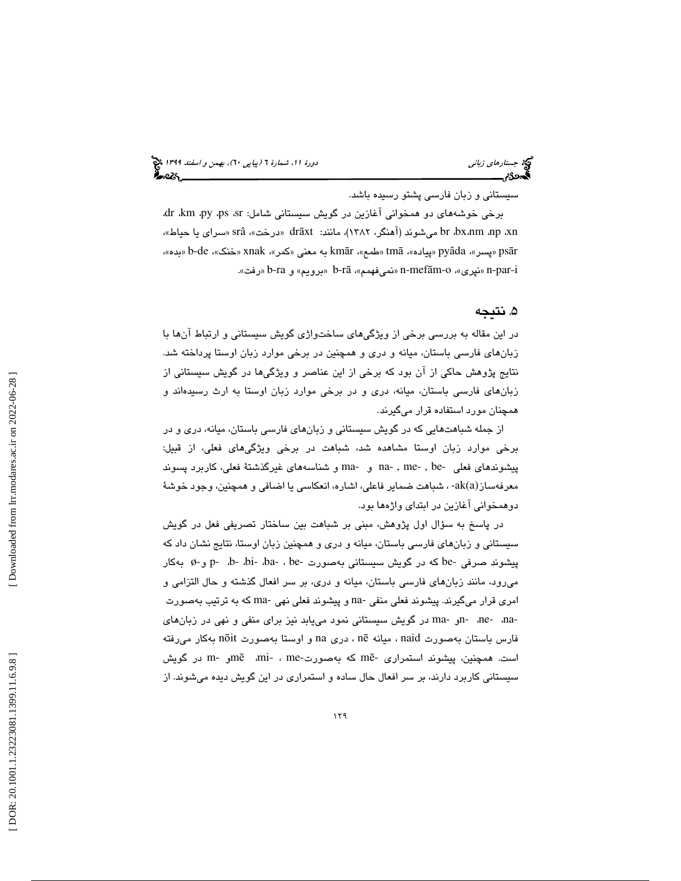سیستانی و زبان فارسی پشتو رسیده باشد.

برخی خوشه‌های دو همخوانی آغازین در گویش سیستانی شامل: dr ،km ،py ،ps ،sr، br ،bx،nm ،np ،xn می‌شوند (آهنگر، ۱۳۸۲)، مانند: drāxt «درخت»، srâ «سرای یا حیاط»، psār «پسر»، pyâda «پیاده»، tmā «طمع»، kmār به معنی «کمر»، xnak «خنک»، b-de «بده»، n-par-i «نپری»، n-mefām-o «نمی‌فهمم»، b-rā «برویم» و b-ra «رفت».

## ۵. نتیجه

در این مقاله به بررسی برخی از ویژگی‌های ساخت‌واژی گویش سیستانی و ارتباط آن‌ها با زبان‌های فارسی باستان، میانه و دری و همچنین در برخی موارد زبان اوستا پرداخته شد. نتایج پژوهش حاکی از آن بود که برخی از این عناصر و ویژگی‌ها در گویش سیستانی از زبان‌های فارسی باستان، میانه، دری و در برخی موارد زبان اوستا به ارث رسیده‌اند و همچنان مورد استفاده قرار می‌گیرند.

از جمله شباهت‌هایی که در گویش سیستانی و زبان‌های فارسی باستان، میانه، دری و در برخی موارد زبان اوستا مشاهده شد، شباهت در برخی ویژگی‌های فعلی، از قبیل: پیشوندهای فعلی -be , -me , -na و -ma و شناسه‌های غیرگذشتهٔ فعلی، کاربرد پسوند معرفه‌ساز-ak(a) ، شباهت ضمایر فاعلی، اشاره، انعکاسی یا اضافی و همچنین، وجود خوشهٔ دوهمخوانی آغازین در ابتدای واژه‌ها بود.

در پاسخ به سؤال اول پژوهش، مبنی بر شباهت بین ساختار تصریفی فعل در گویش سیستانی و زبان‌های فارسی باستان، میانه و دری و همچنین زبان اوستا، نتایج نشان داد که پیشوند صرفی -be که در گویش سیستانی به‌صورت -be ، -ba، -bi، -b، -p و -ø به‌کار می‌رود، مانند زبان‌های فارسی باستان، میانه و دری، بر سر افعال گذشته و حال التزامی و امری قرار می‌گیرند. پیشوند فعلی منفی -na و پیشوند فعلی نهی -ma که به ترتیب به‌صورت -na، -ne، -n و -ma در گویش سیستانی نمود می‌یابد نیز برای منفی و نهی در زبان‌های فارس باستان به‌صورت naid ، میانه nē ، دری na و اوستا به‌صورت nōit به‌کار می‌رفته است. همچنین، پیشوند استمراری -mē که به‌صورت- me ، -mi، mē و -m در گویش سیستانی کاربرد دارند، بر سر افعال حال ساده و استمراری در این گویش دیده می‌شوند. از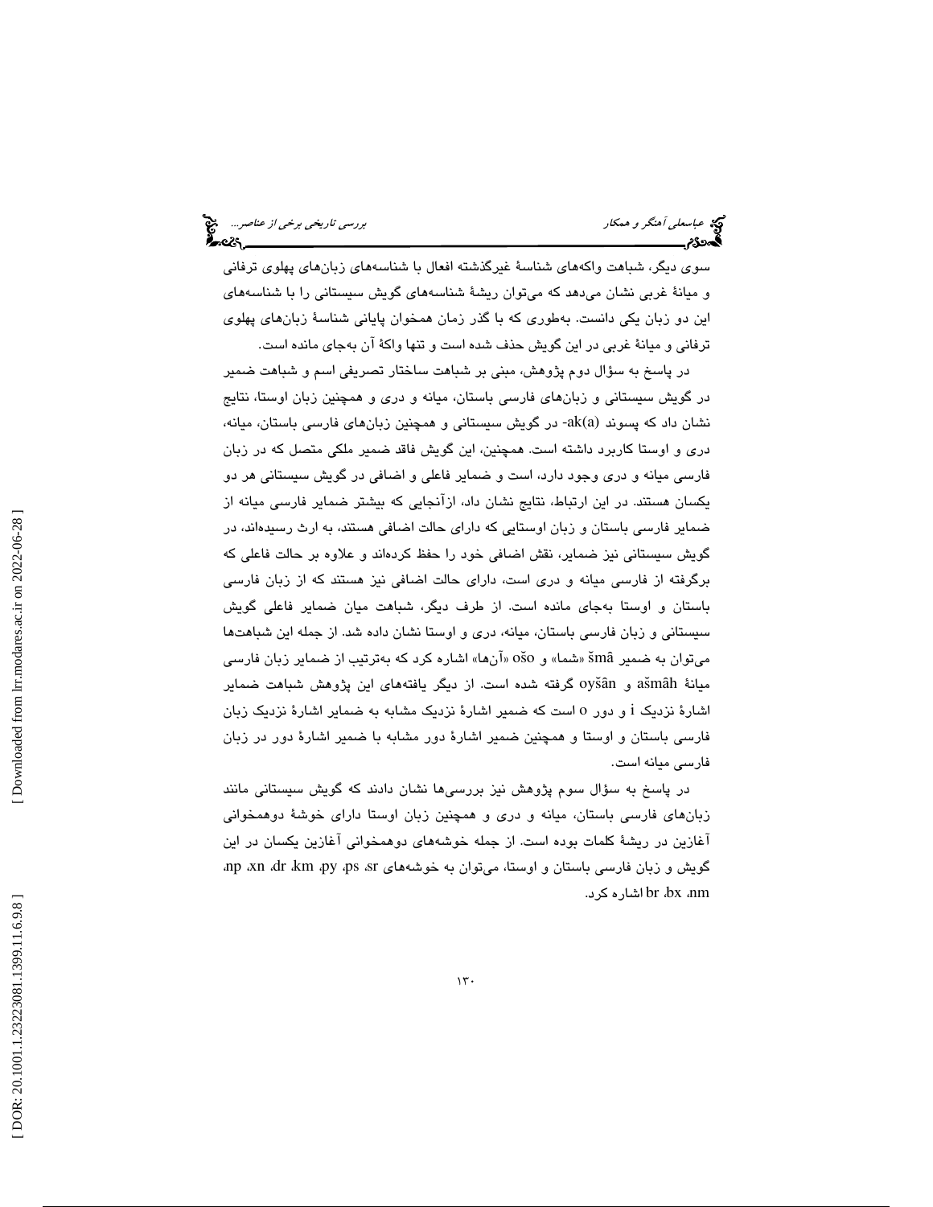سوی دیگر، شباهت واکه‌های شناسهٔ غیرگذشته افعال با شناسه‌های زبان‌های پهلوی ترفانی و میانهٔ غربی نشان می‌دهد که می‌توان ریشهٔ شناسه‌های گویش سیستانی را با شناسه‌های این دو زبان یکی دانست. به‌طوری که با گذر زمان همخوان پایانی شناسهٔ زبان‌های پهلوی ترفانی و میانهٔ غربی در این گویش حذف شده است و تنها واکهٔ آن به‌جای مانده است.

در پاسخ به سؤال دوم پژوهش، مبنی بر شباهت ساختار تصریفی اسم و شباهت ضمیر در گویش سیستانی و زبان‌های فارسی باستان، میانه و دری و همچنین زبان اوستا، نتایج نشان داد که پسوند ak(a)- در گویش سیستانی و همچنین زبان‌های فارسی باستان، میانه، دری و اوستا کاربرد داشته است. همچنین، این گویش فاقد ضمیر ملکی متصل که در زبان فارسی میانه و دری وجود دارد، است و ضمایر فاعلی و اضافی در گویش سیستانی هر دو یکسان هستند. در این ارتباط، نتایج نشان داد، ازآنجایی که بیشتر ضمایر فارسی میانه از ضمایر فارسی باستان و زبان اوستایی که دارای حالت اضافی هستند، به ارث رسیده‌اند، در گویش سیستانی نیز ضمایر، نقش اضافی خود را حفظ کرده‌اند و علاوه بر حالت فاعلی که برگرفته از فارسی میانه و دری است، دارای حالت اضافی نیز هستند که از زبان فارسی باستان و اوستا به‌جای مانده است. از طرف دیگر، شباهت میان ضمایر فاعلی گویش سیستانی و زبان فارسی باستان، میانه، دری و اوستا نشان داده شد. از جمله این شباهت‌ها می‌توان به ضمیر šmâ «شما» و öšo «آن‌ها» اشاره کرد که به‌ترتیب از ضمایر زبان فارسی میانهٔ ašmâh و oyšân گرفته شده است. از دیگر یافته‌های این پژوهش شباهت ضمایر اشارهٔ نزدیک i و دور o است که ضمیر اشارهٔ نزدیک مشابه به ضمایر اشارهٔ نزدیک زبان فارسی باستان و اوستا و همچنین ضمیر اشارهٔ دور مشابه با ضمیر اشارهٔ دور در زبان فارسی میانه است.

در پاسخ به سؤال سوم پژوهش نیز بررسی‌ها نشان دادند که گویش سیستانی مانند زبان‌های فارسی باستان، میانه و دری و همچنین زبان اوستا دارای خوشهٔ دوهمخوانی آغازین در ریشهٔ کلمات بوده است. از جمله خوشه‌های دوهمخوانی آغازین یکسان در این گویش و زبان فارسی باستان و اوستا، می‌توان به خوشه‌های sr، ps، py، km، dr، xn، np، nm، bx، br اشاره کرد.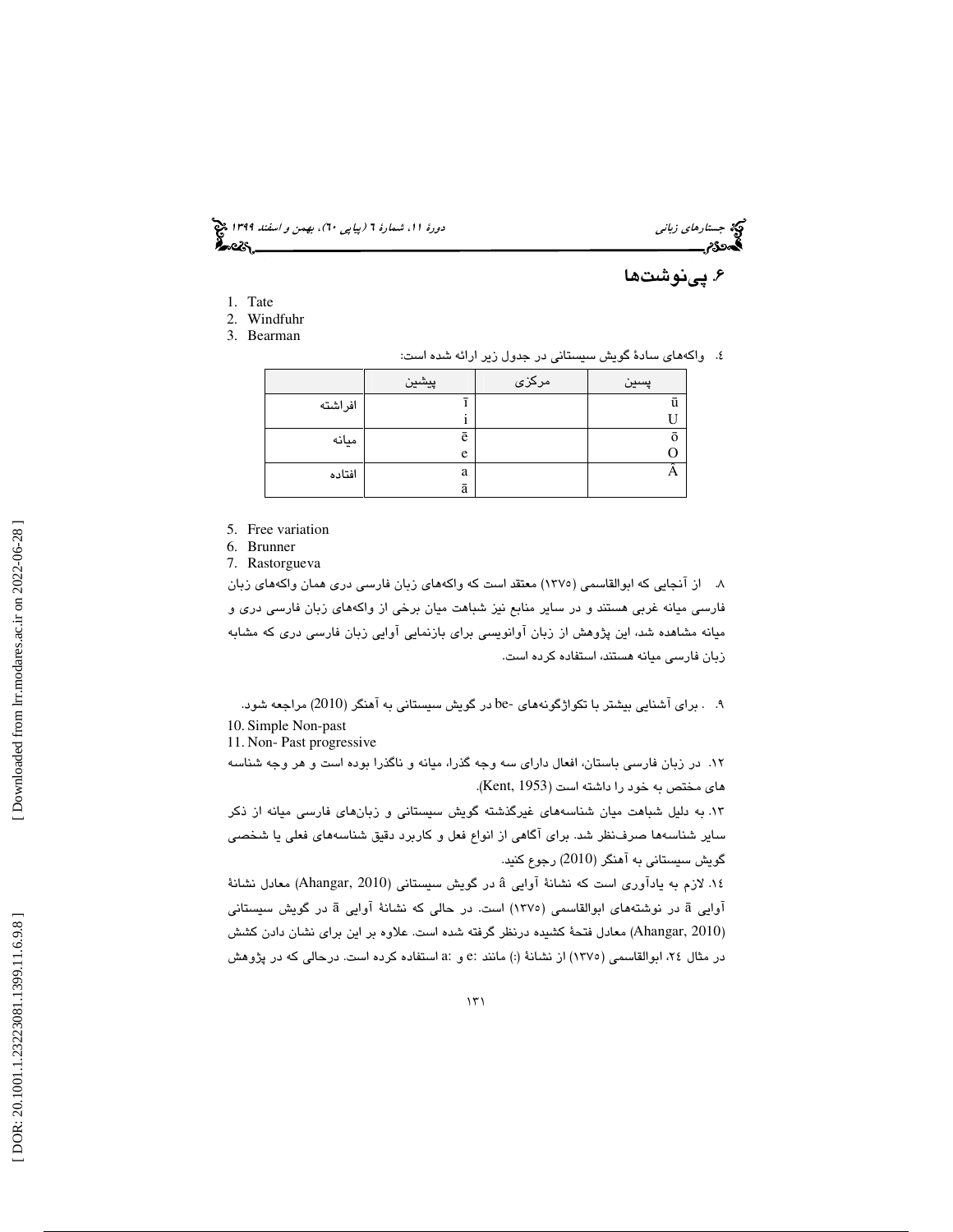## ۶. پی‌نوشت‌ها

1. Tate
2. Windfuhr
3. Bearman

۴. واکه‌های سادهٔ گویش سیستانی در جدول زیر ارائه شده است:

| | پیشین | مرکزی | پسین |
|---|---|---|---|
| افراشته | ī<br>i | | ū<br>U |
| میانه | ē<br>e | | ō<br>O |
| افتاده | a<br>ā | | Â |

5. Free variation
6. Brunner
7. Rastorgueva

۸. از آنجایی که ابوالقاسمی (۱۳۷۵) معتقد است که واکه‌های زبان فارسی دری همان واکه‌های زبان فارسی میانه غربی هستند و در سایر منابع نیز شباهت میان برخی از واکه‌های زبان فارسی دری و میانه مشاهده شد، این پژوهش از زبان آوانویسی برای بازنمایی آوایی زبان فارسی دری که مشابه زبان فارسی میانه هستند، استفاده کرده است.

۹. . برای آشنایی بیشتر با تکواژگونه‌های -be در گویش سیستانی به آهنگر (2010) مراجعه شود.

10. Simple Non-past
11. Non- Past progressive

۱۲. در زبان فارسی باستان، افعال دارای سه وجه گذرا، میانه و ناگذرا بوده است و هر وجه شناسه های مختص به خود را داشته است (Kent, 1953).

۱۳. به دلیل شباهت میان شناسه‌های غیرگذشته گویش سیستانی و زبان‌های فارسی میانه از ذکر سایر شناسه‌ها صرف‌نظر شد. برای آگاهی از انواع فعل و کاربرد دقیق شناسه‌های فعلی یا شخصی گویش سیستانی به آهنگر (2010) رجوع کنید.

۱۴. لازم به یادآوری است که نشانهٔ آوایی â در گویش سیستانی (Ahangar, 2010) معادل نشانهٔ آوایی ā در نوشته‌های ابوالقاسمی (۱۳۷۵) است. در حالی که نشانهٔ آوایی ā در گویش سیستانی (Ahangar, 2010) معادل فتحهٔ کشیده درنظر گرفته شده است. علاوه بر این برای نشان دادن کشش در مثال ۲۴، ابوالقاسمی (۱۳۷۵) از نشانهٔ (:) مانند :e و :a استفاده کرده است. درحالی که در پژوهش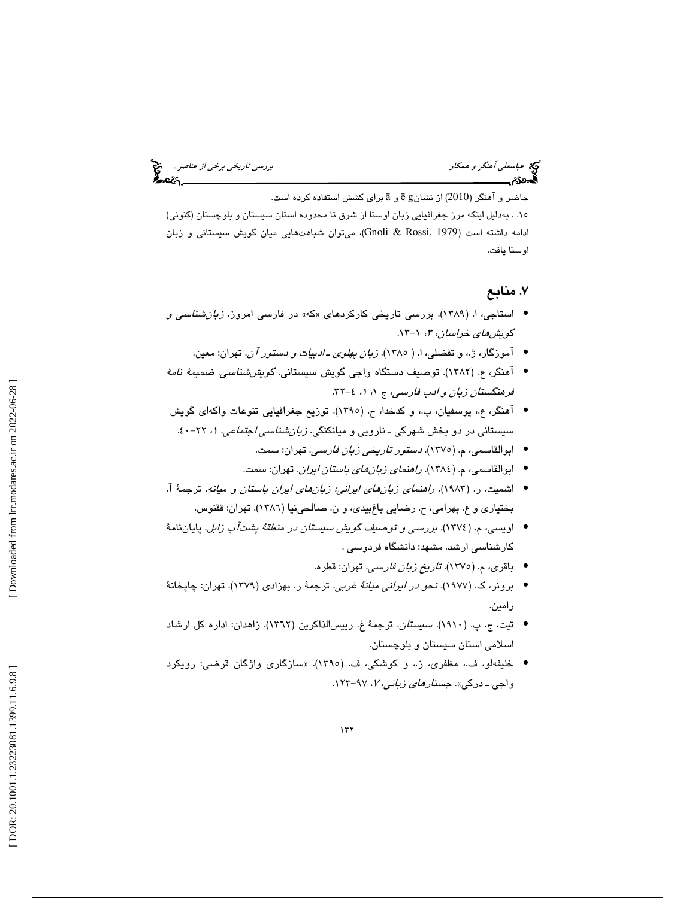حاضر و آهنگر (2010) از نشانِ ē g و ā برای کشش استفاده کرده است.

۱۵. . به‌دلیل اینکه مرز جغرافیایی زبان اوستا از شرق تا محدوده استان سیستان و بلوچستان (کنونی) ادامه داشته است (Gnoli & Rossi, 1979)، می‌توان شباهت‌هایی میان گویش سیستانی و زبان اوستا یافت.

## ۷. منابع

- استاجی، ا. (۱۳۸۹). بررسی تاریخی کارکردهای «که» در فارسی امروز. *زبان‌شناسی و گویش‌های خراسان*، ۳، ۱-۱۳.
- آموزگار، ژ.، و تفضلی، ا. ( ۱۳۸۵). *زبان پهلوی ـ ادبیات و دستور آن*. تهران: معین.
- آهنگر، ع. (۱۳۸۲). توصیف دستگاه واجی گویش سیستانی. *گویش‌شناسی. ضمیمهٔ نامهٔ فرهنگستان زبان و ادب فارسی*، ج ۱، ۱، ٤-۳۲.
- آهنگر، ع.، یوسفیان، پ.، و کدخدا، ح. (۱۳۹۵). توزیع جغرافیایی تنوعات واکه‌ای گویش سیستانی در دو بخش شهرکی ـ نارویی و میانکنگی. *زبان‌شناسی اجتماعی*. ۱، ۲۲-٤۰.
- ابوالقاسمی، م. (۱۳۷۵). *دستور تاریخی زبان فارسی*. تهران: سمت.
- ابوالقاسمی، م. (۱۳۸٤). *راهنمای زبان‌های باستان ایران*. تهران: سمت.
- اشمیت، ر. (۱۹۸۳). *راهنمای زبان‌های ایرانی: زبان‌های ایران باستان و میانه*. ترجمهٔ آ. بختیاری و ع. بهرامی، ح. رضایی باغبیدی، و ن. صالحی‌نیا (۱۳۸٦). تهران: ققنوس.
- اویسی، م. (۱۳۷٤). *بررسی و توصیف گویش سیستان در منطقهٔ پشت‌آب زابل*. پایان‌نامهٔ کارشناسی ارشد. مشهد: دانشگاه فردوسی .
- باقری، م. (۱۳۷۵). *تاریخ زبان فارسی*. تهران: قطره.
- برونر، ک. (۱۹۷۷). *نحو در ایرانی میانهٔ غربی*. ترجمهٔ ر. بهزادی (۱۳۷۹). تهران: چاپخانهٔ رامین.
- تیت، ج. پ. (۱۹۱۰). *سیستان*. ترجمهٔ غ. رییس‌الذاکرین (۱۳٦۲). زاهدان: اداره کل ارشاد اسلامی استان سیستان و بلوچستان.
- خلیفه‌لو، ف.، مظفری، ز.، و کوشکی، ف. (۱۳۹۵). «سازگاری واژگان قرضی: رویکرد واجی ـ درکی». *جستارهای زبانی*، ۷، ۹۷-۱۲۳.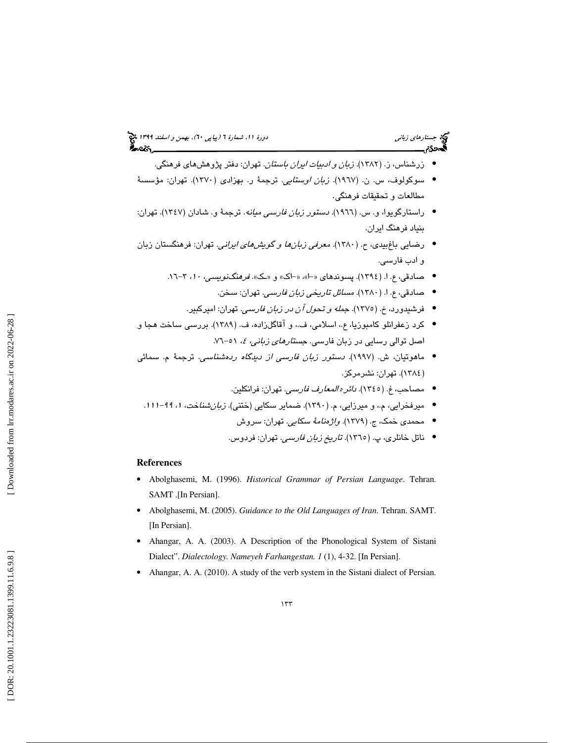- زرشناس، ز. (۱۳۸۲). *زبان و ادبیات ایران باستان*. تهران: دفتر پژوهش‌های فرهنگی.
- سوکولوف، س. ن. (۱۹٦۷). *زبان اوستایی*. ترجمهٔ ر. بهزادی (۱۳۷۰). تهران: مؤسسهٔ مطالعات و تحقیقات فرهنگی.
- راستارگویوا، و. س. (۱۹٦٦). *دستور زبان فارسی میانه*. ترجمهٔ و. شادان (۱۳٤۷). تهران: بنیاد فرهنگ ایران.
- رضایی باغ‌بیدی، ح. (۱۳۸۰). *معرفی زبان‌ها و گویش‌های ایرانی*. تهران: فرهنگستان زبان و ادب فارسی.
- صادقی، ع. ا. (۱۳۹٤). پسوندهای «ـا»، «ـاک» و «ـک». *فرهنگ‌نویسی*، ۱۰، ۳-۱٦.
- صادقی، ع. ا. (۱۳۸۰). *مسائل تاریخی زبان فارسی*. تهران: سخن.
- فرشیدورد، خ. (۱۳۷۵). *جمله و تحول آن در زبان فارسی*. تهران: امیرکبیر.
- کرد زعفرانلو کامبوزیا، ع.، اسلامی، ف.، و آقاگل‌زاده، ف. (۱۳۸۹). بررسی ساخت هجا و اصل توالی رسایی در زبان فارسی. *جستارهای زبانی*، ٤، ۵۱-۷٦.
- ماهوتیان، ش. (۱۹۹۷). *دستور زبان فارسی از دیدگاه رده‌شناسی*. ترجمهٔ م. سمائی (۱۳۸٤). تهران: نشرمرکز.
- مصاحب، غ. (۱۳٤۵). *دائره‌المعارف فارسی*. تهران: فرانکلین.
- میرفخرایی، م.، و میرزایی، م. (۱۳۹۰). ضمایر سکایی (ختنی). *زبان‌شناخت*، ۱، ۹۹-۱۱۱.
- محمدی خمک، ج. (۱۳۷۹). *واژه‌نامهٔ سکایی*. تهران: سروش
- ناتل خانلری، پ. (۱۳٦۵). *تاریخ زبان فارسی*. تهران: فردوس.

**References**

- Abolghasemi, M. (1996). *Historical Grammar of Persian Language*. Tehran. SAMT .[In Persian].
- Abolghasemi, M. (2005). *Guidance to the Old Languages of Iran*. Tehran. SAMT. [In Persian].
- Ahangar, A. A. (2003). A Description of the Phonological System of Sistani Dialect". *Dialectology. Nameyeh Farhangestan. 1* (1), 4-32. [In Persian].
- Ahangar, A. A. (2010). A study of the verb system in the Sistani dialect of Persian.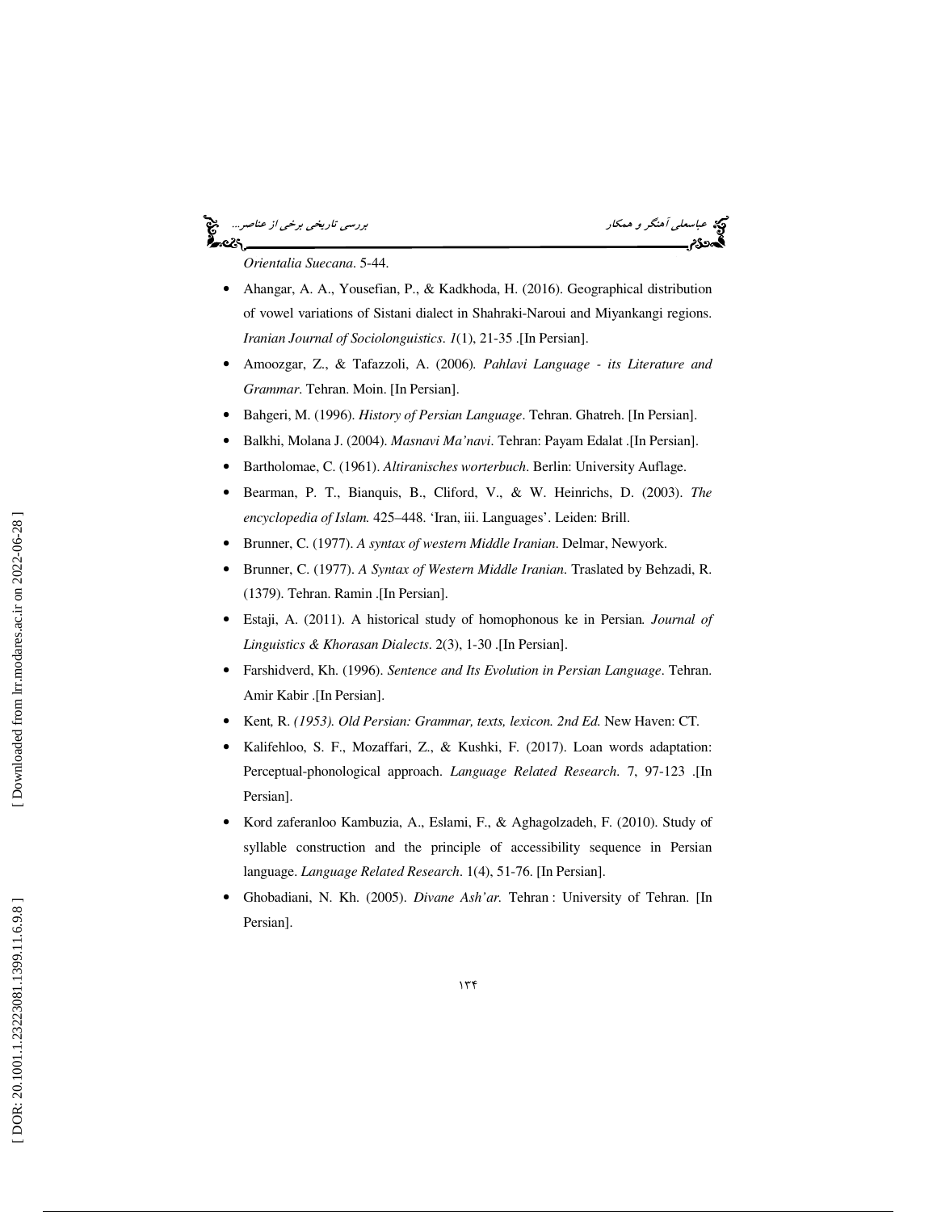*Orientalia Suecana*. 5-44.

- Ahangar, A. A., Yousefian, P., & Kadkhoda, H. (2016). Geographical distribution of vowel variations of Sistani dialect in Shahraki-Naroui and Miyankangi regions. *Iranian Journal of Sociolonguistics*. *1*(1), 21-35 .[In Persian].
- Amoozgar, Z., & Tafazzoli, A. (2006). *Pahlavi Language - its Literature and Grammar*. Tehran. Moin. [In Persian].
- Bahgeri, M. (1996). *History of Persian Language*. Tehran. Ghatreh. [In Persian].
- Balkhi, Molana J. (2004). *Masnavi Ma'navi*. Tehran: Payam Edalat .[In Persian].
- Bartholomae, C. (1961). *Altiranisches worterbuch*. Berlin: University Auflage.
- Bearman, P. T., Bianquis, B., Cliford, V., & W. Heinrichs, D. (2003). *The encyclopedia of Islam.* 425–448. 'Iran, iii. Languages'. Leiden: Brill.
- Brunner, C. (1977). *A syntax of western Middle Iranian*. Delmar, Newyork.
- Brunner, C. (1977). *A Syntax of Western Middle Iranian*. Traslated by Behzadi, R. (1379). Tehran. Ramin .[In Persian].
- Estaji, A. (2011). A historical study of homophonous ke in Persian*. Journal of Linguistics & Khorasan Dialects*. 2(3), 1-30 .[In Persian].
- Farshidverd, Kh. (1996). *Sentence and Its Evolution in Persian Language*. Tehran. Amir Kabir .[In Persian].
- Kent, R. *(1953). Old Persian: Grammar, texts, lexicon. 2nd Ed.* New Haven: CT.
- Kalifehloo, S. F., Mozaffari, Z., & Kushki, F. (2017). Loan words adaptation: Perceptual-phonological approach. *Language Related Research*. 7, 97-123 .[In Persian].
- Kord zaferanloo Kambuzia, A., Eslami, F., & Aghagolzadeh, F. (2010). Study of syllable construction and the principle of accessibility sequence in Persian language. *Language Related Research*. 1(4), 51-76. [In Persian].
- Ghobadiani, N. Kh. (2005). *Divane Ash'ar.* Tehran : University of Tehran. [In Persian].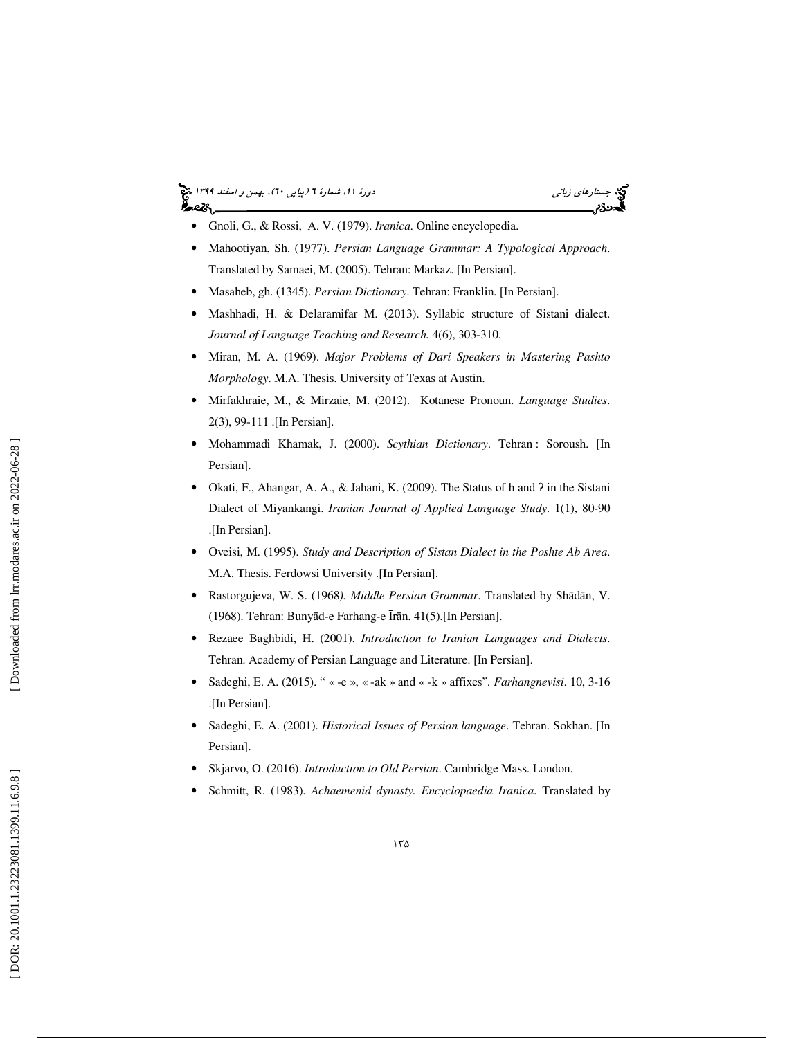- Gnoli, G., & Rossi, A. V. (1979). *Iranica*. Online encyclopedia.
- Mahootiyan, Sh. (1977). *Persian Language Grammar: A Typological Approach*. Translated by Samaei, M. (2005). Tehran: Markaz. [In Persian].
- Masaheb, gh. (1345). *Persian Dictionary*. Tehran: Franklin. [In Persian].
- Mashhadi, H. & Delaramifar M. (2013). Syllabic structure of Sistani dialect. *Journal of Language Teaching and Research.* 4(6), 303-310.
- Miran, M. A. (1969). *Major Problems of Dari Speakers in Mastering Pashto Morphology*. M.A. Thesis. University of Texas at Austin.
- Mirfakhraie, M., & Mirzaie, M. (2012). Kotanese Pronoun. *Language Studies*. 2(3), 99-111 .[In Persian].
- Mohammadi Khamak, J. (2000). *Scythian Dictionary*. Tehran : Soroush. [In Persian].
- Okati, F., Ahangar, A. A., & Jahani, K. (2009). The Status of h and ʔ in the Sistani Dialect of Miyankangi. *Iranian Journal of Applied Language Study*. 1(1), 80-90 .[In Persian].
- Oveisi, M. (1995). *Study and Description of Sistan Dialect in the Poshte Ab Area*. M.A. Thesis. Ferdowsi University .[In Persian].
- Rastorgujeva, W. S. (1968*). Middle Persian Grammar*. Translated by Shādān, V. (1968). Tehran: Bunyād-e Farhang-e Īrān. 41(5).[In Persian].
- Rezaee Baghbidi, H. (2001). *Introduction to Iranian Languages and Dialects*. Tehran. Academy of Persian Language and Literature. [In Persian].
- Sadeghi, E. A. (2015). " « -e », « -ak » and « -k » affixes". *Farhangnevisi*. 10, 3-16 .[In Persian].
- Sadeghi, E. A. (2001). *Historical Issues of Persian language*. Tehran. Sokhan. [In Persian].
- Skjarvo, O. (2016). *Introduction to Old Persian*. Cambridge Mass. London.
- Schmitt, R. (1983). *Achaemenid dynasty. Encyclopaedia Iranica*. Translated by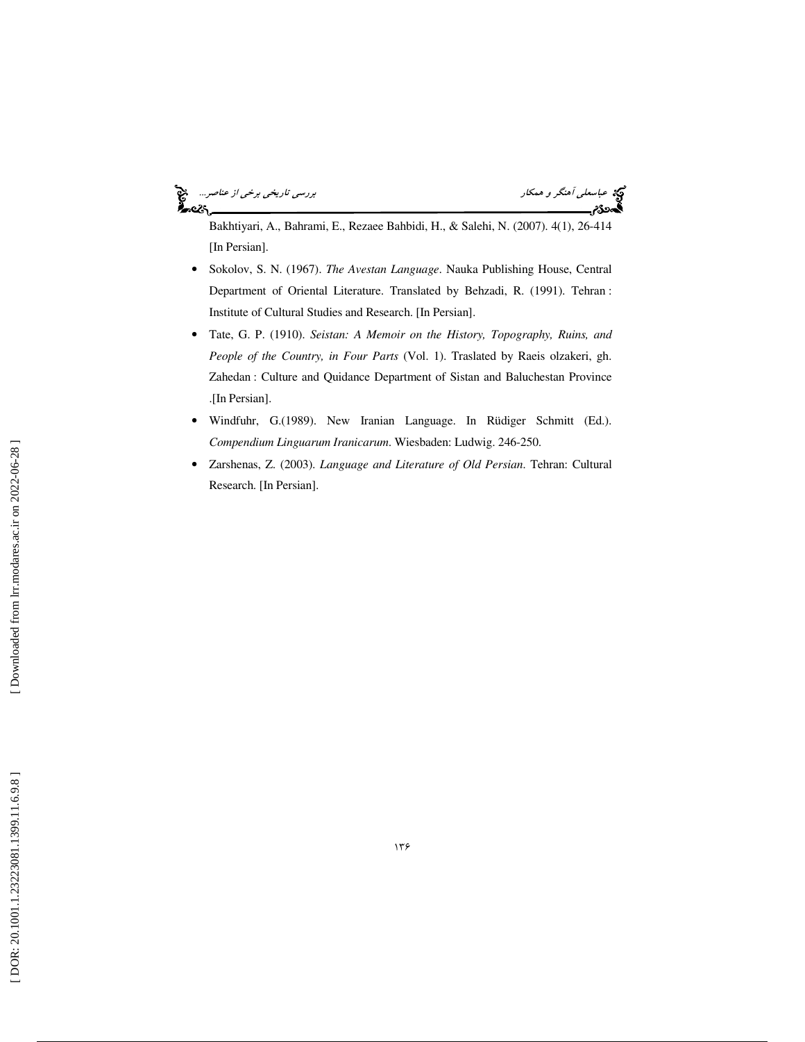Bakhtiyari, A., Bahrami, E., Rezaee Bahbidi, H., & Salehi, N. (2007). 4(1), 26-414 [In Persian].

- Sokolov, S. N. (1967). *The Avestan Language*. Nauka Publishing House, Central Department of Oriental Literature. Translated by Behzadi, R. (1991). Tehran : Institute of Cultural Studies and Research. [In Persian].
- Tate, G. P. (1910). *Seistan: A Memoir on the History, Topography, Ruins, and People of the Country, in Four Parts* (Vol. 1). Traslated by Raeis olzakeri, gh. Zahedan : Culture and Quidance Department of Sistan and Baluchestan Province .[In Persian].
- Windfuhr, G.(1989). New Iranian Language. In Rüdiger Schmitt (Ed.). *Compendium Linguarum Iranicarum*. Wiesbaden: Ludwig. 246-250.
- Zarshenas, Z. (2003). *Language and Literature of Old Persian*. Tehran: Cultural Research. [In Persian].